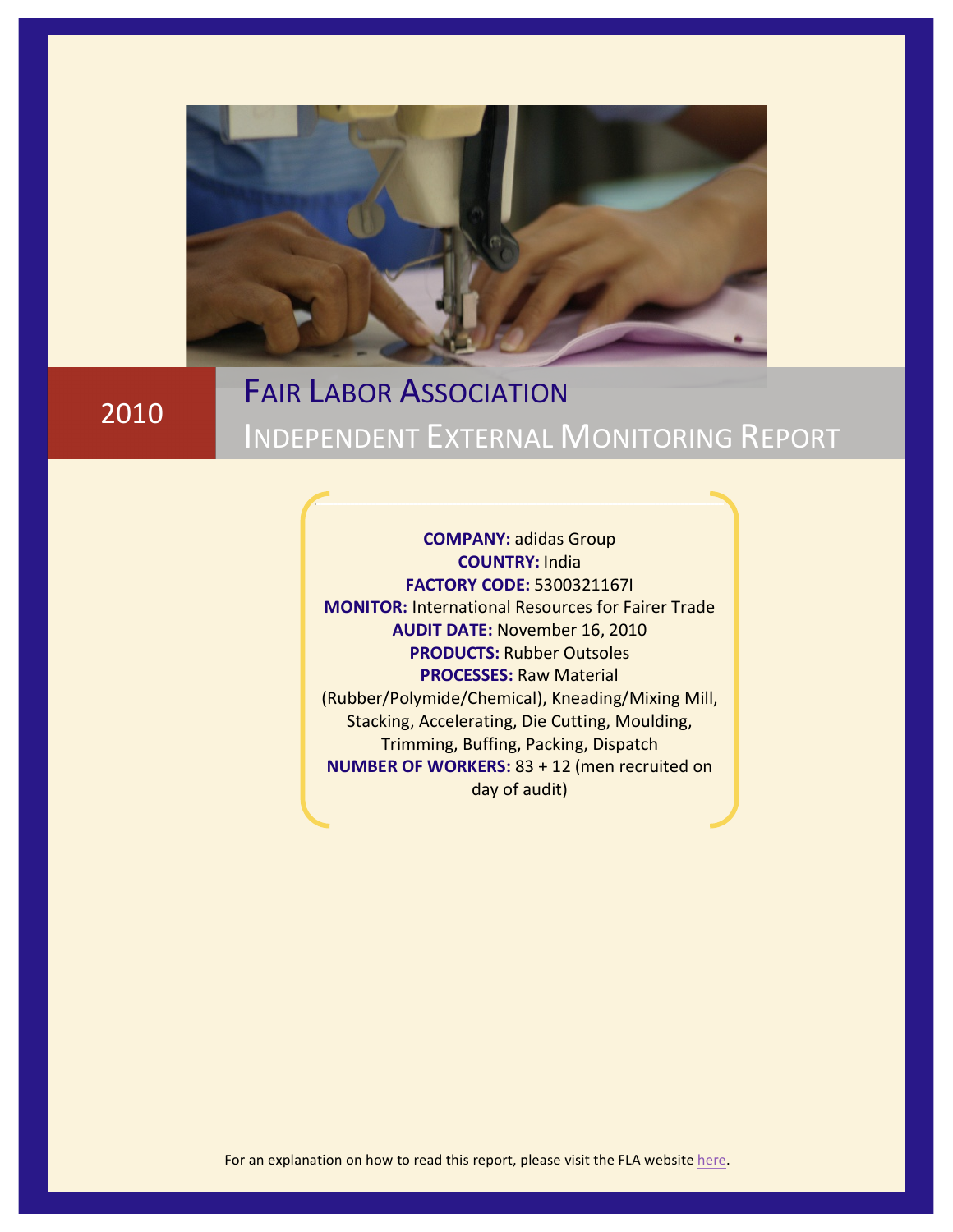2010

# FAIR LABOR ASSOCIATION

# INDEPENDENT EXTERNAL MONITORING REPORT

**COMPANY:** adidas Group
**COUNTRY:** India
**FACTORY CODE:** 5300321167I
**MONITOR:** International Resources for Fairer Trade
**AUDIT DATE:** November 16, 2010
**PRODUCTS:** Rubber Outsoles
**PROCESSES:** Raw Material (Rubber/Polymide/Chemical), Kneading/Mixing Mill, Stacking, Accelerating, Die Cutting, Moulding, Trimming, Buffing, Packing, Dispatch
**NUMBER OF WORKERS:** 83 + 12 (men recruited on day of audit)

For an explanation on how to read this report, please visit the FLA website here.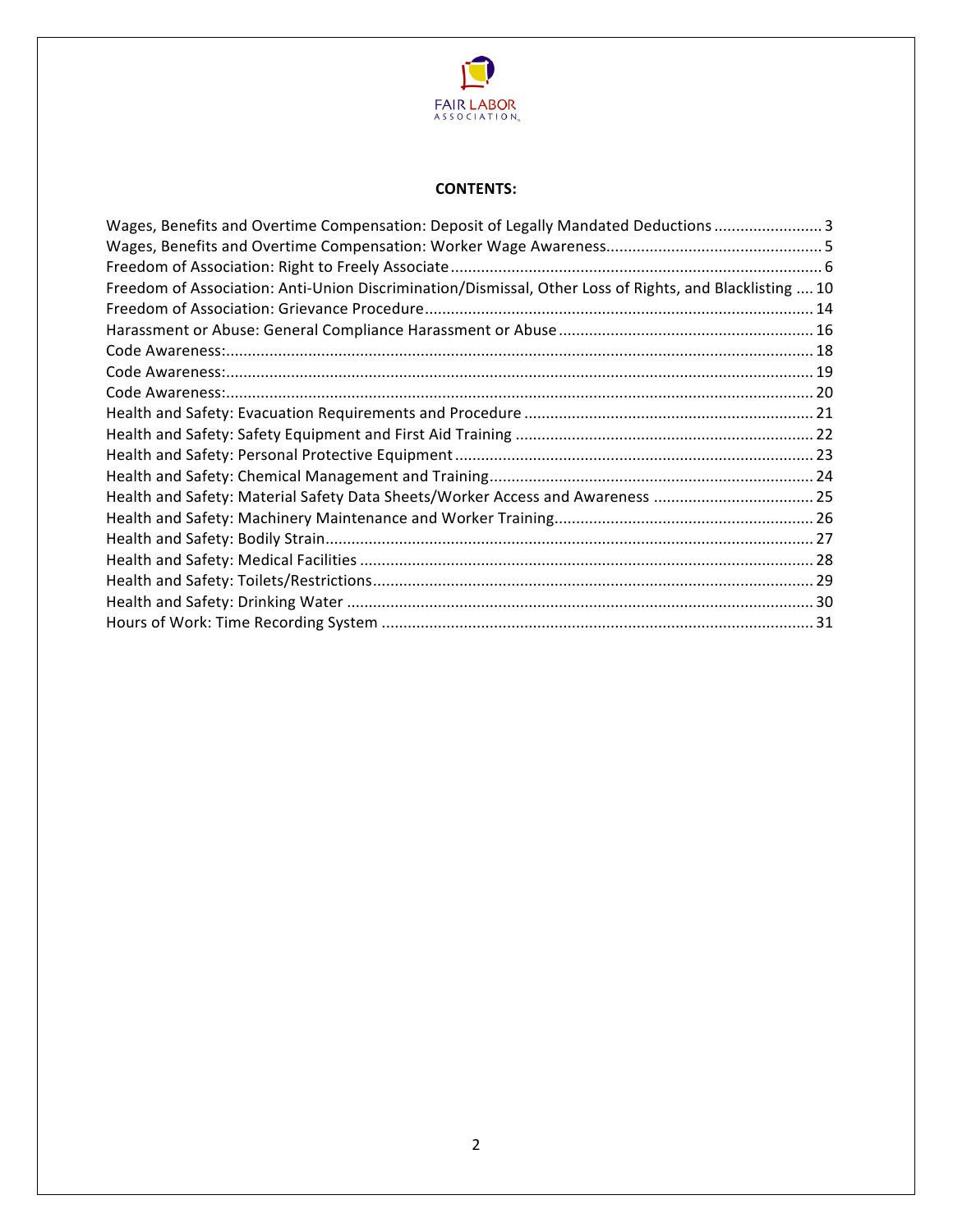FAIR LABOR ASSOCIATION

**CONTENTS:**

Wages, Benefits and Overtime Compensation: Deposit of Legally Mandated Deductions ........................ 3
Wages, Benefits and Overtime Compensation: Worker Wage Awareness................................................. 5
Freedom of Association: Right to Freely Associate ..................................................................................... 6
Freedom of Association: Anti-Union Discrimination/Dismissal, Other Loss of Rights, and Blacklisting .... 10
Freedom of Association: Grievance Procedure ........................................................................................ 14
Harassment or Abuse: General Compliance Harassment or Abuse .......................................................... 16
Code Awareness: ...................................................................................................................................... 18
Code Awareness: ...................................................................................................................................... 19
Code Awareness: ...................................................................................................................................... 20
Health and Safety: Evacuation Requirements and Procedure .................................................................. 21
Health and Safety: Safety Equipment and First Aid Training .................................................................... 22
Health and Safety: Personal Protective Equipment .................................................................................. 23
Health and Safety: Chemical Management and Training .......................................................................... 24
Health and Safety: Material Safety Data Sheets/Worker Access and Awareness ..................................... 25
Health and Safety: Machinery Maintenance and Worker Training ........................................................... 26
Health and Safety: Bodily Strain ................................................................................................................ 27
Health and Safety: Medical Facilities ........................................................................................................ 28
Health and Safety: Toilets/Restrictions ..................................................................................................... 29
Health and Safety: Drinking Water ........................................................................................................... 30
Hours of Work: Time Recording System ................................................................................................... 31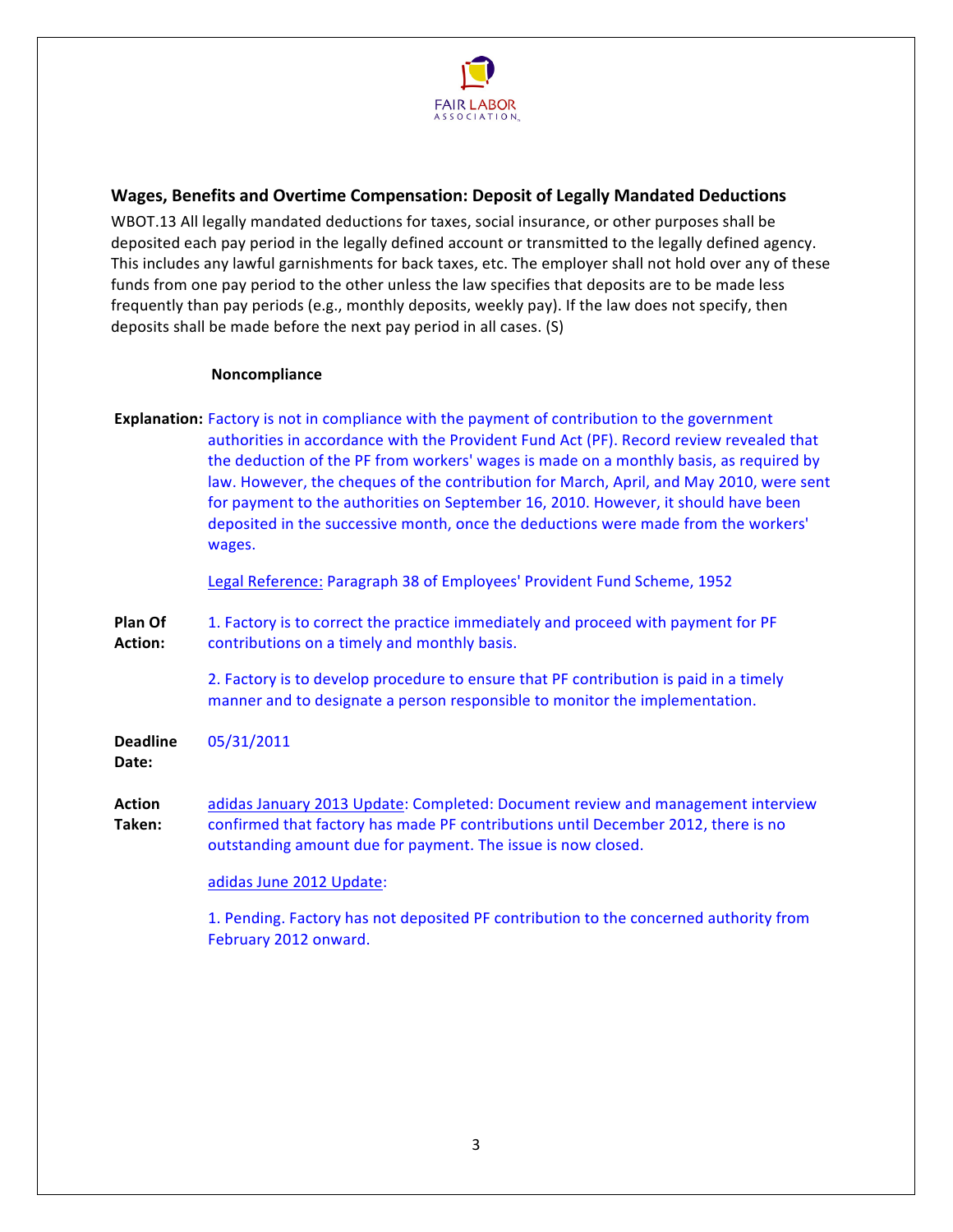## Wages, Benefits and Overtime Compensation: Deposit of Legally Mandated Deductions

WBOT.13 All legally mandated deductions for taxes, social insurance, or other purposes shall be deposited each pay period in the legally defined account or transmitted to the legally defined agency. This includes any lawful garnishments for back taxes, etc. The employer shall not hold over any of these funds from one pay period to the other unless the law specifies that deposits are to be made less frequently than pay periods (e.g., monthly deposits, weekly pay). If the law does not specify, then deposits shall be made before the next pay period in all cases. (S)

**Noncompliance**

**Explanation:** Factory is not in compliance with the payment of contribution to the government authorities in accordance with the Provident Fund Act (PF). Record review revealed that the deduction of the PF from workers' wages is made on a monthly basis, as required by law. However, the cheques of the contribution for March, April, and May 2010, were sent for payment to the authorities on September 16, 2010. However, it should have been deposited in the successive month, once the deductions were made from the workers' wages.

Legal Reference: Paragraph 38 of Employees' Provident Fund Scheme, 1952

**Plan Of Action:** 1. Factory is to correct the practice immediately and proceed with payment for PF contributions on a timely and monthly basis.

2. Factory is to develop procedure to ensure that PF contribution is paid in a timely manner and to designate a person responsible to monitor the implementation.

**Deadline Date:** 05/31/2011

**Action Taken:** adidas January 2013 Update: Completed: Document review and management interview confirmed that factory has made PF contributions until December 2012, there is no outstanding amount due for payment. The issue is now closed.

adidas June 2012 Update:

1. Pending. Factory has not deposited PF contribution to the concerned authority from February 2012 onward.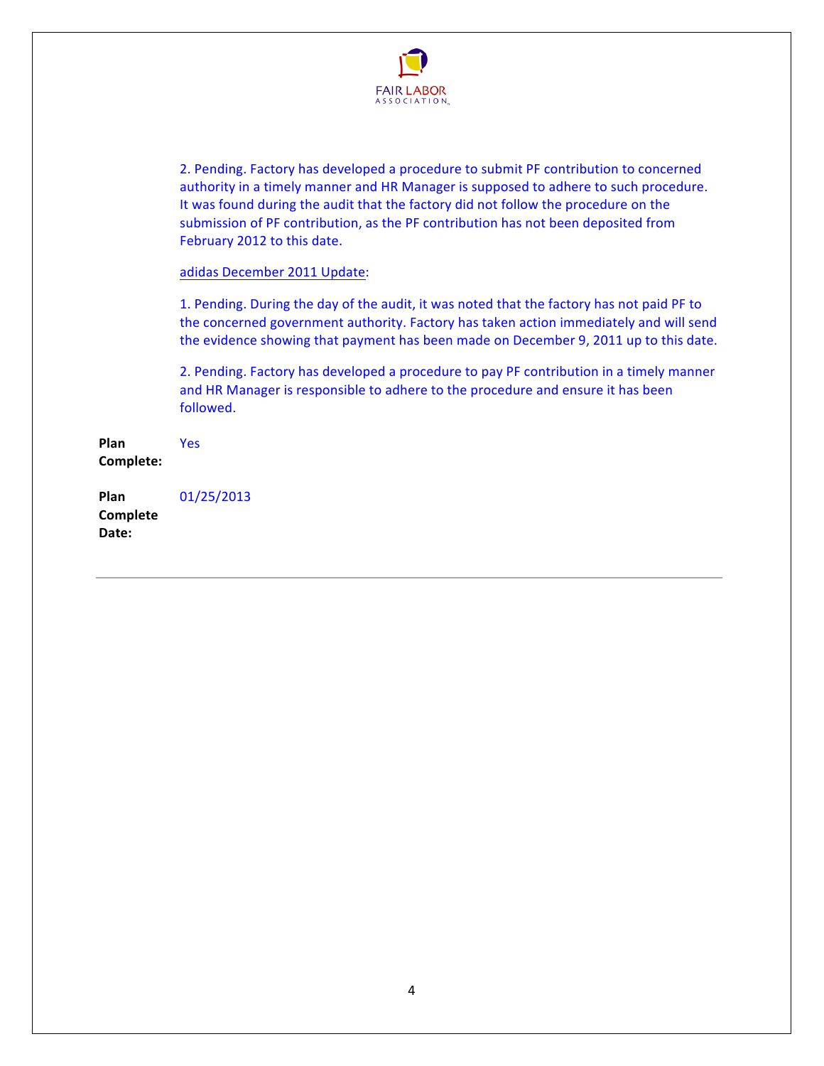2. Pending. Factory has developed a procedure to submit PF contribution to concerned authority in a timely manner and HR Manager is supposed to adhere to such procedure. It was found during the audit that the factory did not follow the procedure on the submission of PF contribution, as the PF contribution has not been deposited from February 2012 to this date.

adidas December 2011 Update:

1. Pending. During the day of the audit, it was noted that the factory has not paid PF to the concerned government authority. Factory has taken action immediately and will send the evidence showing that payment has been made on December 9, 2011 up to this date.

2. Pending. Factory has developed a procedure to pay PF contribution in a timely manner and HR Manager is responsible to adhere to the procedure and ensure it has been followed.

**Plan Complete:** Yes

**Plan Complete Date:** 01/25/2013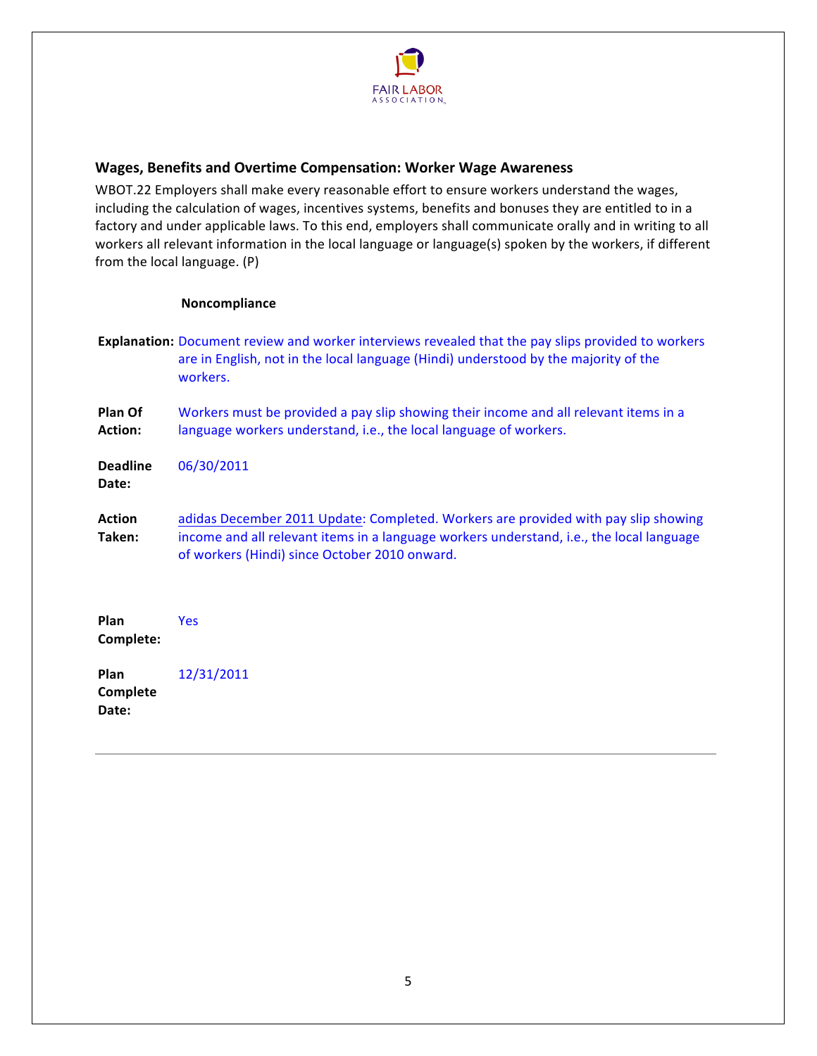## Wages, Benefits and Overtime Compensation: Worker Wage Awareness

WBOT.22 Employers shall make every reasonable effort to ensure workers understand the wages, including the calculation of wages, incentives systems, benefits and bonuses they are entitled to in a factory and under applicable laws. To this end, employers shall communicate orally and in writing to all workers all relevant information in the local language or language(s) spoken by the workers, if different from the local language. (P)

**Noncompliance**

**Explanation:** Document review and worker interviews revealed that the pay slips provided to workers are in English, not in the local language (Hindi) understood by the majority of the workers.

**Plan Of Action:** Workers must be provided a pay slip showing their income and all relevant items in a language workers understand, i.e., the local language of workers.

**Deadline Date:** 06/30/2011

**Action Taken:** adidas December 2011 Update: Completed. Workers are provided with pay slip showing income and all relevant items in a language workers understand, i.e., the local language of workers (Hindi) since October 2010 onward.

**Plan Complete:** Yes

**Plan Complete Date:** 12/31/2011

---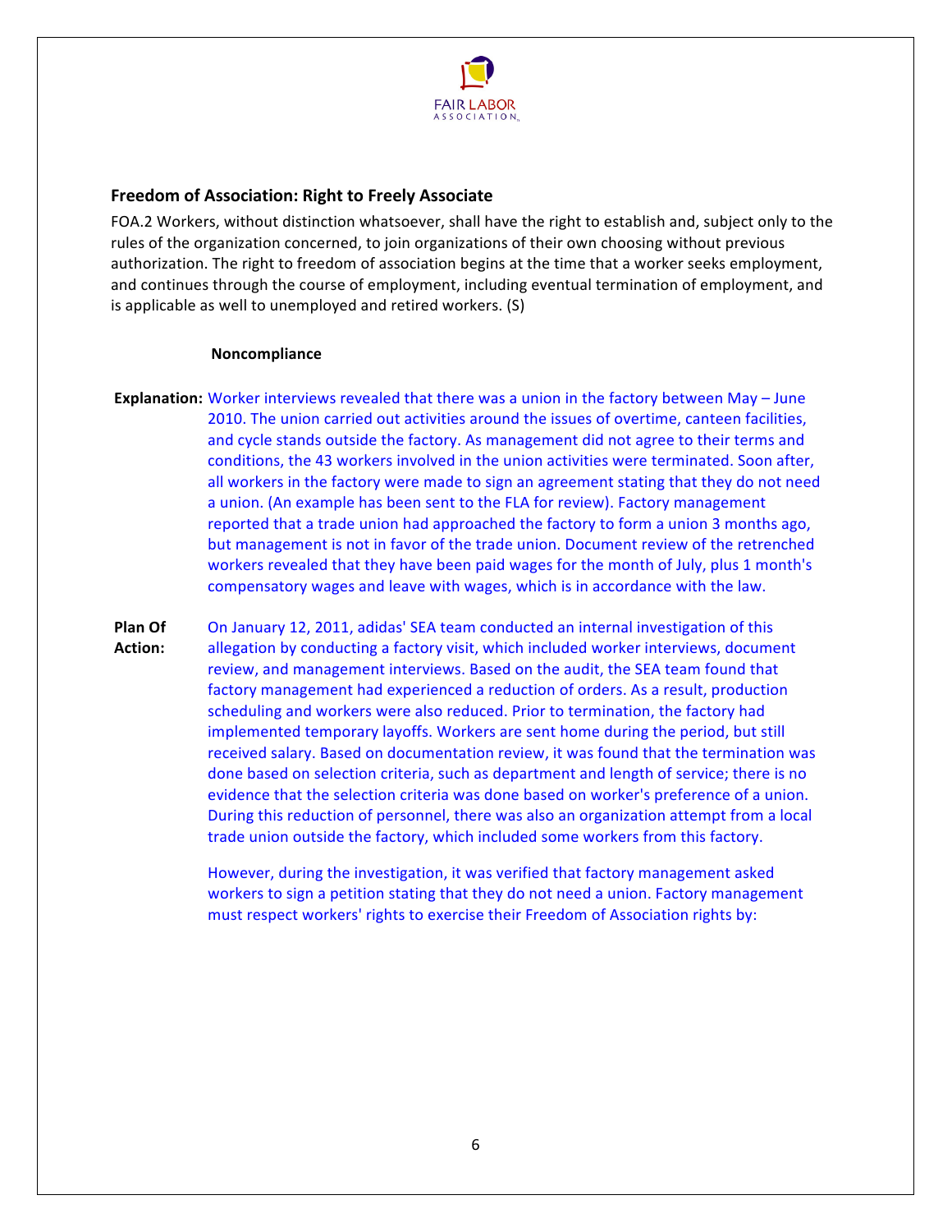## Freedom of Association: Right to Freely Associate

FOA.2 Workers, without distinction whatsoever, shall have the right to establish and, subject only to the rules of the organization concerned, to join organizations of their own choosing without previous authorization. The right to freedom of association begins at the time that a worker seeks employment, and continues through the course of employment, including eventual termination of employment, and is applicable as well to unemployed and retired workers. (S)

**Noncompliance**

**Explanation:** Worker interviews revealed that there was a union in the factory between May – June 2010. The union carried out activities around the issues of overtime, canteen facilities, and cycle stands outside the factory. As management did not agree to their terms and conditions, the 43 workers involved in the union activities were terminated. Soon after, all workers in the factory were made to sign an agreement stating that they do not need a union. (An example has been sent to the FLA for review). Factory management reported that a trade union had approached the factory to form a union 3 months ago, but management is not in favor of the trade union. Document review of the retrenched workers revealed that they have been paid wages for the month of July, plus 1 month's compensatory wages and leave with wages, which is in accordance with the law.

**Plan Of Action:** On January 12, 2011, adidas' SEA team conducted an internal investigation of this allegation by conducting a factory visit, which included worker interviews, document review, and management interviews. Based on the audit, the SEA team found that factory management had experienced a reduction of orders. As a result, production scheduling and workers were also reduced. Prior to termination, the factory had implemented temporary layoffs. Workers are sent home during the period, but still received salary. Based on documentation review, it was found that the termination was done based on selection criteria, such as department and length of service; there is no evidence that the selection criteria was done based on worker's preference of a union. During this reduction of personnel, there was also an organization attempt from a local trade union outside the factory, which included some workers from this factory.

However, during the investigation, it was verified that factory management asked workers to sign a petition stating that they do not need a union. Factory management must respect workers' rights to exercise their Freedom of Association rights by: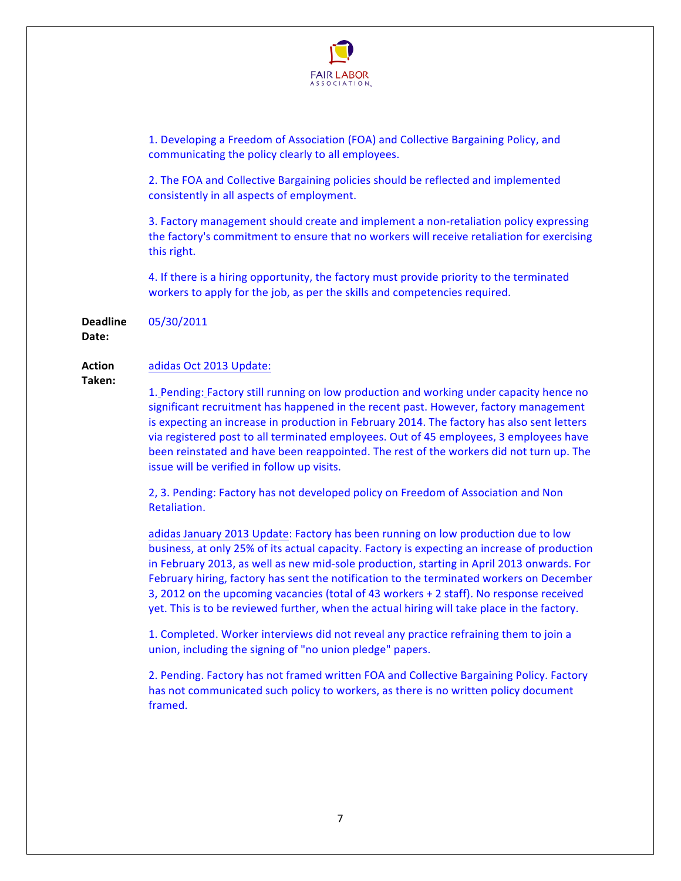1. Developing a Freedom of Association (FOA) and Collective Bargaining Policy, and communicating the policy clearly to all employees.

2. The FOA and Collective Bargaining policies should be reflected and implemented consistently in all aspects of employment.

3. Factory management should create and implement a non-retaliation policy expressing the factory's commitment to ensure that no workers will receive retaliation for exercising this right.

4. If there is a hiring opportunity, the factory must provide priority to the terminated workers to apply for the job, as per the skills and competencies required.

**Deadline Date:** 05/30/2011

**Action Taken:**

adidas Oct 2013 Update:

1. Pending: Factory still running on low production and working under capacity hence no significant recruitment has happened in the recent past. However, factory management is expecting an increase in production in February 2014. The factory has also sent letters via registered post to all terminated employees. Out of 45 employees, 3 employees have been reinstated and have been reappointed. The rest of the workers did not turn up. The issue will be verified in follow up visits.

2, 3. Pending: Factory has not developed policy on Freedom of Association and Non Retaliation.

adidas January 2013 Update: Factory has been running on low production due to low business, at only 25% of its actual capacity. Factory is expecting an increase of production in February 2013, as well as new mid-sole production, starting in April 2013 onwards. For February hiring, factory has sent the notification to the terminated workers on December 3, 2012 on the upcoming vacancies (total of 43 workers + 2 staff). No response received yet. This is to be reviewed further, when the actual hiring will take place in the factory.

1. Completed. Worker interviews did not reveal any practice refraining them to join a union, including the signing of "no union pledge" papers.

2. Pending. Factory has not framed written FOA and Collective Bargaining Policy. Factory has not communicated such policy to workers, as there is no written policy document framed.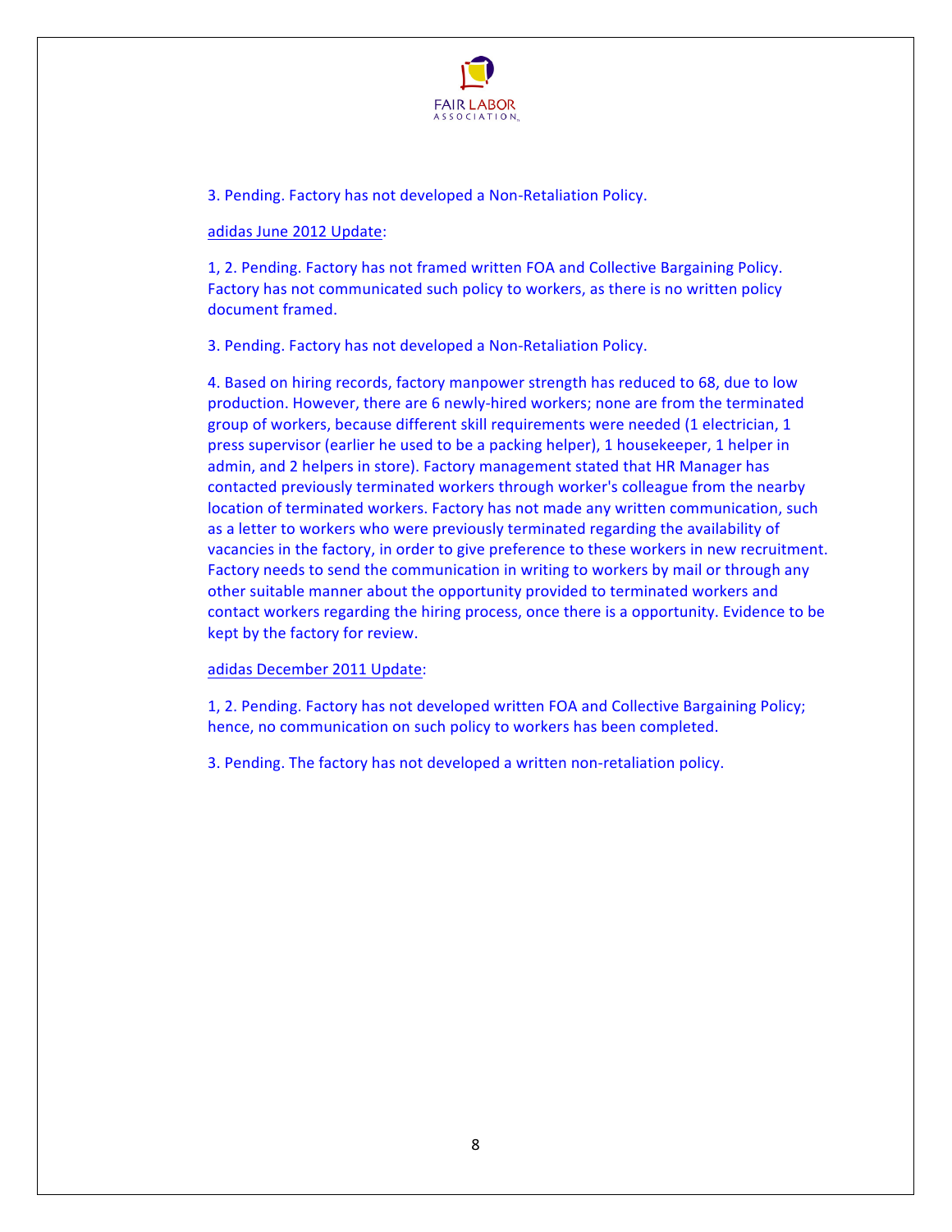3. Pending. Factory has not developed a Non-Retaliation Policy.

adidas June 2012 Update:

1, 2. Pending. Factory has not framed written FOA and Collective Bargaining Policy. Factory has not communicated such policy to workers, as there is no written policy document framed.

3. Pending. Factory has not developed a Non-Retaliation Policy.

4. Based on hiring records, factory manpower strength has reduced to 68, due to low production. However, there are 6 newly-hired workers; none are from the terminated group of workers, because different skill requirements were needed (1 electrician, 1 press supervisor (earlier he used to be a packing helper), 1 housekeeper, 1 helper in admin, and 2 helpers in store). Factory management stated that HR Manager has contacted previously terminated workers through worker's colleague from the nearby location of terminated workers. Factory has not made any written communication, such as a letter to workers who were previously terminated regarding the availability of vacancies in the factory, in order to give preference to these workers in new recruitment. Factory needs to send the communication in writing to workers by mail or through any other suitable manner about the opportunity provided to terminated workers and contact workers regarding the hiring process, once there is a opportunity. Evidence to be kept by the factory for review.

adidas December 2011 Update:

1, 2. Pending. Factory has not developed written FOA and Collective Bargaining Policy; hence, no communication on such policy to workers has been completed.

3. Pending. The factory has not developed a written non-retaliation policy.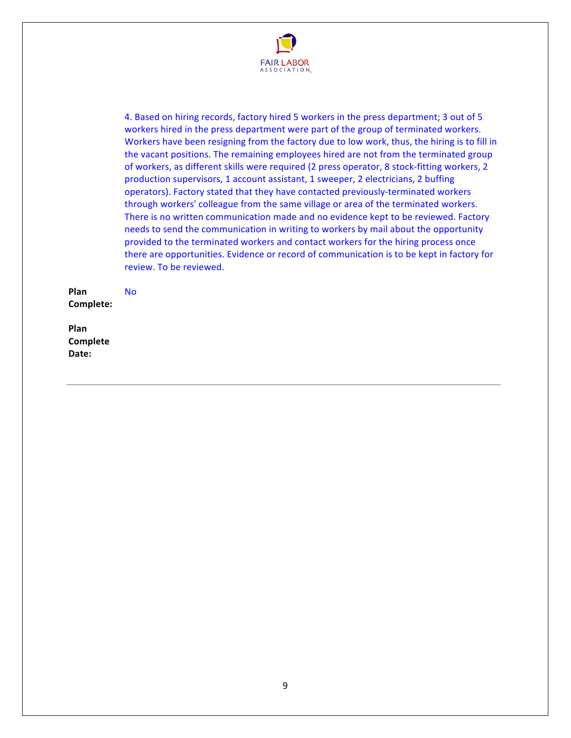4. Based on hiring records, factory hired 5 workers in the press department; 3 out of 5 workers hired in the press department were part of the group of terminated workers. Workers have been resigning from the factory due to low work, thus, the hiring is to fill in the vacant positions. The remaining employees hired are not from the terminated group of workers, as different skills were required (2 press operator, 8 stock-fitting workers, 2 production supervisors, 1 account assistant, 1 sweeper, 2 electricians, 2 buffing operators). Factory stated that they have contacted previously-terminated workers through workers' colleague from the same village or area of the terminated workers. There is no written communication made and no evidence kept to be reviewed. Factory needs to send the communication in writing to workers by mail about the opportunity provided to the terminated workers and contact workers for the hiring process once there are opportunities. Evidence or record of communication is to be kept in factory for review. To be reviewed.

**Plan Complete:** No

**Plan Complete Date:**

---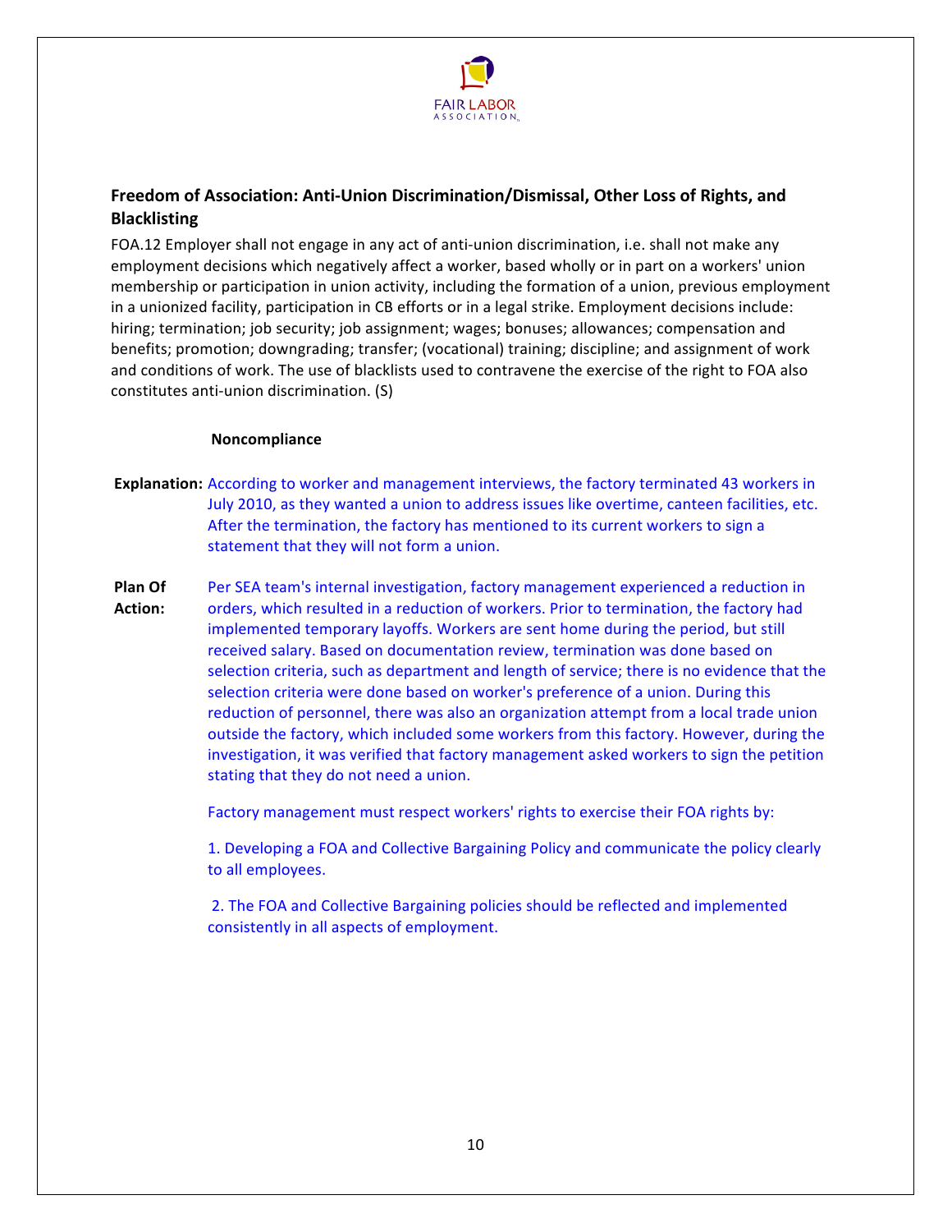## Freedom of Association: Anti-Union Discrimination/Dismissal, Other Loss of Rights, and Blacklisting

FOA.12 Employer shall not engage in any act of anti-union discrimination, i.e. shall not make any employment decisions which negatively affect a worker, based wholly or in part on a workers' union membership or participation in union activity, including the formation of a union, previous employment in a unionized facility, participation in CB efforts or in a legal strike. Employment decisions include: hiring; termination; job security; job assignment; wages; bonuses; allowances; compensation and benefits; promotion; downgrading; transfer; (vocational) training; discipline; and assignment of work and conditions of work. The use of blacklists used to contravene the exercise of the right to FOA also constitutes anti-union discrimination. (S)

**Noncompliance**

**Explanation:** According to worker and management interviews, the factory terminated 43 workers in July 2010, as they wanted a union to address issues like overtime, canteen facilities, etc. After the termination, the factory has mentioned to its current workers to sign a statement that they will not form a union.

**Plan Of Action:** Per SEA team's internal investigation, factory management experienced a reduction in orders, which resulted in a reduction of workers. Prior to termination, the factory had implemented temporary layoffs. Workers are sent home during the period, but still received salary. Based on documentation review, termination was done based on selection criteria, such as department and length of service; there is no evidence that the selection criteria were done based on worker's preference of a union. During this reduction of personnel, there was also an organization attempt from a local trade union outside the factory, which included some workers from this factory. However, during the investigation, it was verified that factory management asked workers to sign the petition stating that they do not need a union.

Factory management must respect workers' rights to exercise their FOA rights by:

1. Developing a FOA and Collective Bargaining Policy and communicate the policy clearly to all employees.

2. The FOA and Collective Bargaining policies should be reflected and implemented consistently in all aspects of employment.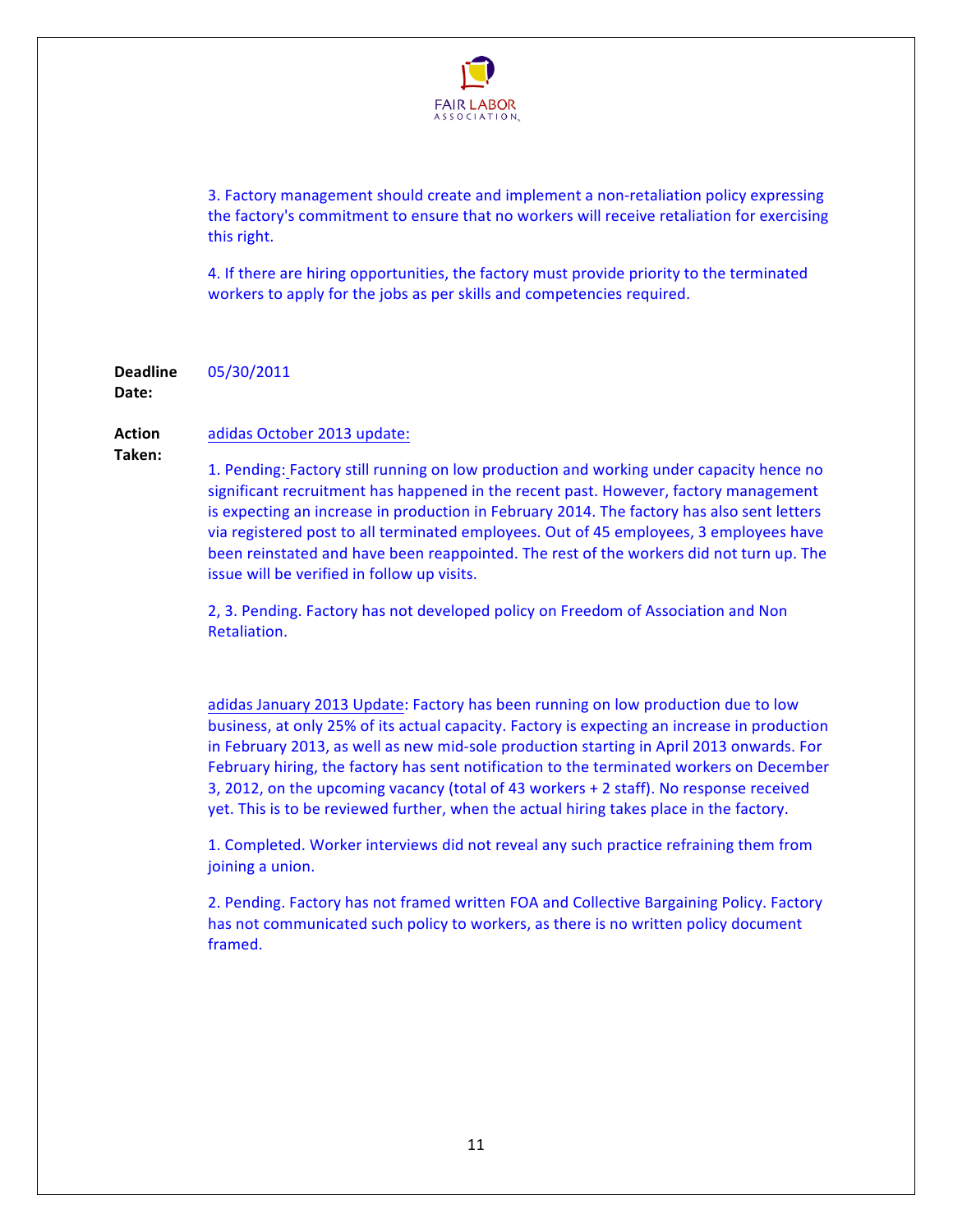3. Factory management should create and implement a non-retaliation policy expressing the factory's commitment to ensure that no workers will receive retaliation for exercising this right.

4. If there are hiring opportunities, the factory must provide priority to the terminated workers to apply for the jobs as per skills and competencies required.

**Deadline Date:** 05/30/2011

**Action Taken:** adidas October 2013 update:

1. Pending: Factory still running on low production and working under capacity hence no significant recruitment has happened in the recent past. However, factory management is expecting an increase in production in February 2014. The factory has also sent letters via registered post to all terminated employees. Out of 45 employees, 3 employees have been reinstated and have been reappointed. The rest of the workers did not turn up. The issue will be verified in follow up visits.

2, 3. Pending. Factory has not developed policy on Freedom of Association and Non Retaliation.

adidas January 2013 Update: Factory has been running on low production due to low business, at only 25% of its actual capacity. Factory is expecting an increase in production in February 2013, as well as new mid-sole production starting in April 2013 onwards. For February hiring, the factory has sent notification to the terminated workers on December 3, 2012, on the upcoming vacancy (total of 43 workers + 2 staff). No response received yet. This is to be reviewed further, when the actual hiring takes place in the factory.

1. Completed. Worker interviews did not reveal any such practice refraining them from joining a union.

2. Pending. Factory has not framed written FOA and Collective Bargaining Policy. Factory has not communicated such policy to workers, as there is no written policy document framed.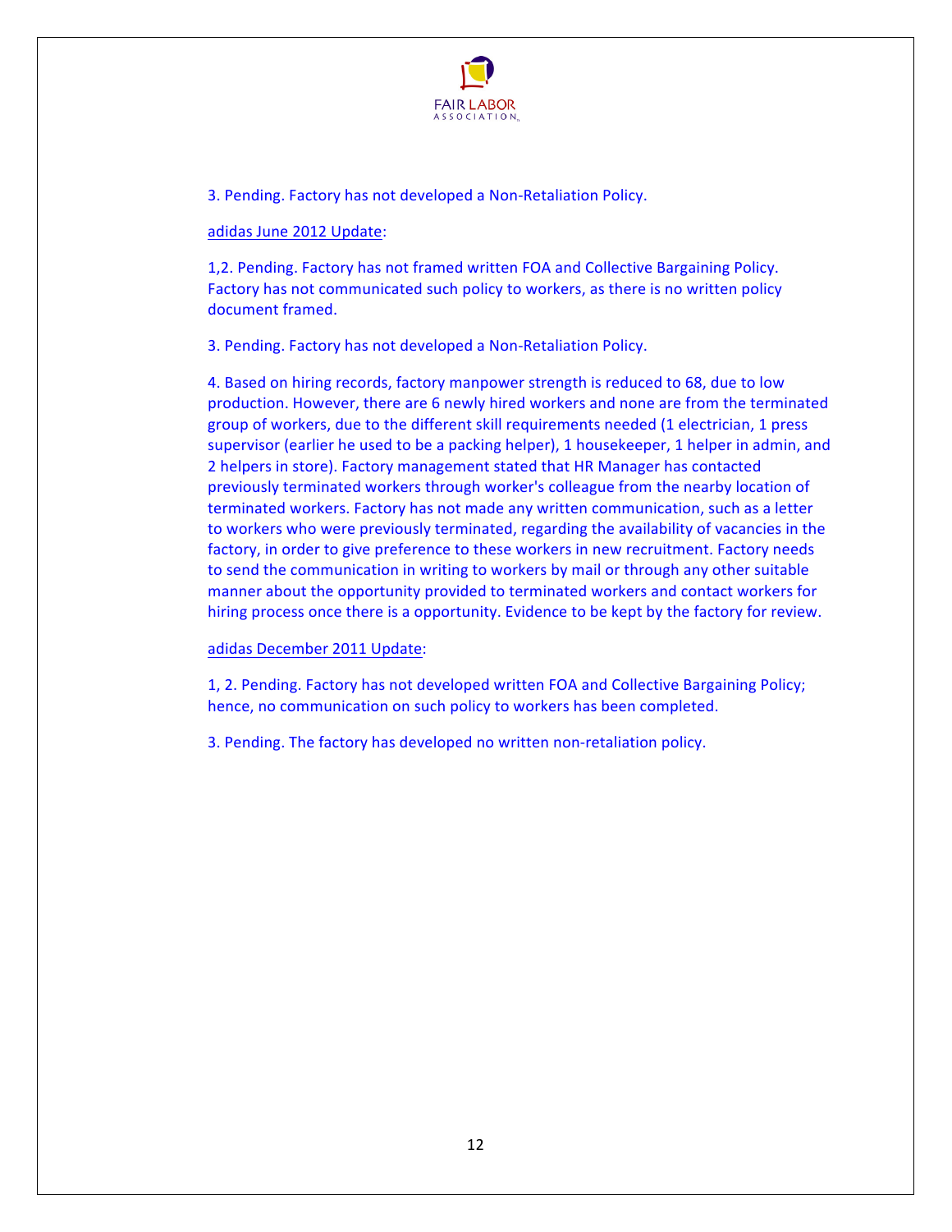3. Pending. Factory has not developed a Non-Retaliation Policy.

adidas June 2012 Update:

1,2. Pending. Factory has not framed written FOA and Collective Bargaining Policy. Factory has not communicated such policy to workers, as there is no written policy document framed.

3. Pending. Factory has not developed a Non-Retaliation Policy.

4. Based on hiring records, factory manpower strength is reduced to 68, due to low production. However, there are 6 newly hired workers and none are from the terminated group of workers, due to the different skill requirements needed (1 electrician, 1 press supervisor (earlier he used to be a packing helper), 1 housekeeper, 1 helper in admin, and 2 helpers in store). Factory management stated that HR Manager has contacted previously terminated workers through worker's colleague from the nearby location of terminated workers. Factory has not made any written communication, such as a letter to workers who were previously terminated, regarding the availability of vacancies in the factory, in order to give preference to these workers in new recruitment. Factory needs to send the communication in writing to workers by mail or through any other suitable manner about the opportunity provided to terminated workers and contact workers for hiring process once there is a opportunity. Evidence to be kept by the factory for review.

adidas December 2011 Update:

1, 2. Pending. Factory has not developed written FOA and Collective Bargaining Policy; hence, no communication on such policy to workers has been completed.

3. Pending. The factory has developed no written non-retaliation policy.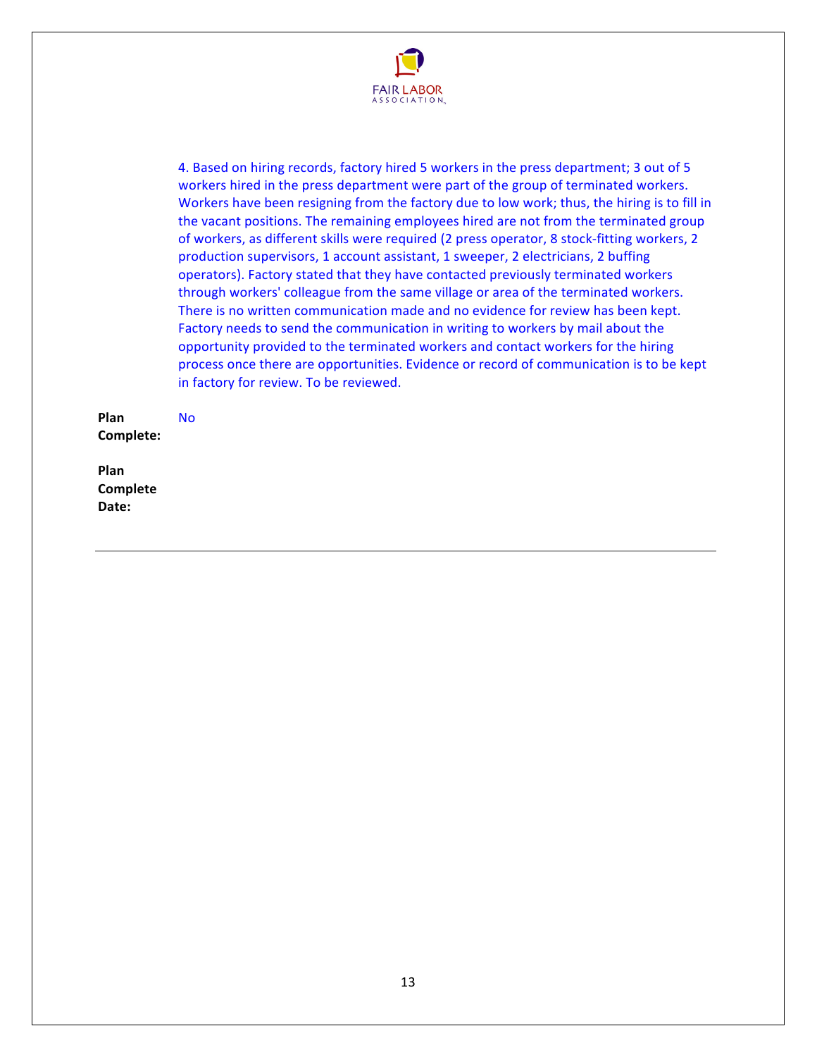4. Based on hiring records, factory hired 5 workers in the press department; 3 out of 5 workers hired in the press department were part of the group of terminated workers. Workers have been resigning from the factory due to low work; thus, the hiring is to fill in the vacant positions. The remaining employees hired are not from the terminated group of workers, as different skills were required (2 press operator, 8 stock-fitting workers, 2 production supervisors, 1 account assistant, 1 sweeper, 2 electricians, 2 buffing operators). Factory stated that they have contacted previously terminated workers through workers' colleague from the same village or area of the terminated workers. There is no written communication made and no evidence for review has been kept. Factory needs to send the communication in writing to workers by mail about the opportunity provided to the terminated workers and contact workers for the hiring process once there are opportunities. Evidence or record of communication is to be kept in factory for review. To be reviewed.

**Plan Complete:** No

**Plan Complete Date:**

---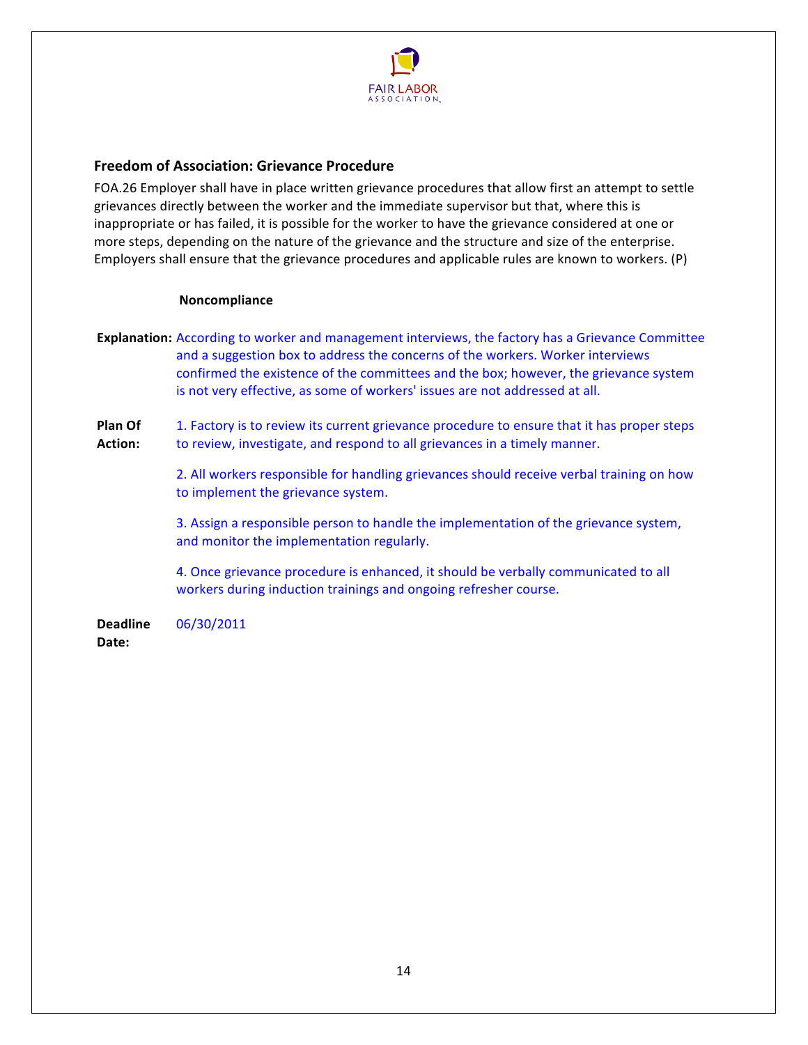## Freedom of Association: Grievance Procedure

FOA.26 Employer shall have in place written grievance procedures that allow first an attempt to settle grievances directly between the worker and the immediate supervisor but that, where this is inappropriate or has failed, it is possible for the worker to have the grievance considered at one or more steps, depending on the nature of the grievance and the structure and size of the enterprise. Employers shall ensure that the grievance procedures and applicable rules are known to workers. (P)

**Noncompliance**

**Explanation:** According to worker and management interviews, the factory has a Grievance Committee and a suggestion box to address the concerns of the workers. Worker interviews confirmed the existence of the committees and the box; however, the grievance system is not very effective, as some of workers' issues are not addressed at all.

**Plan Of Action:**

1. Factory is to review its current grievance procedure to ensure that it has proper steps to review, investigate, and respond to all grievances in a timely manner.

2. All workers responsible for handling grievances should receive verbal training on how to implement the grievance system.

3. Assign a responsible person to handle the implementation of the grievance system, and monitor the implementation regularly.

4. Once grievance procedure is enhanced, it should be verbally communicated to all workers during induction trainings and ongoing refresher course.

**Deadline Date:** 06/30/2011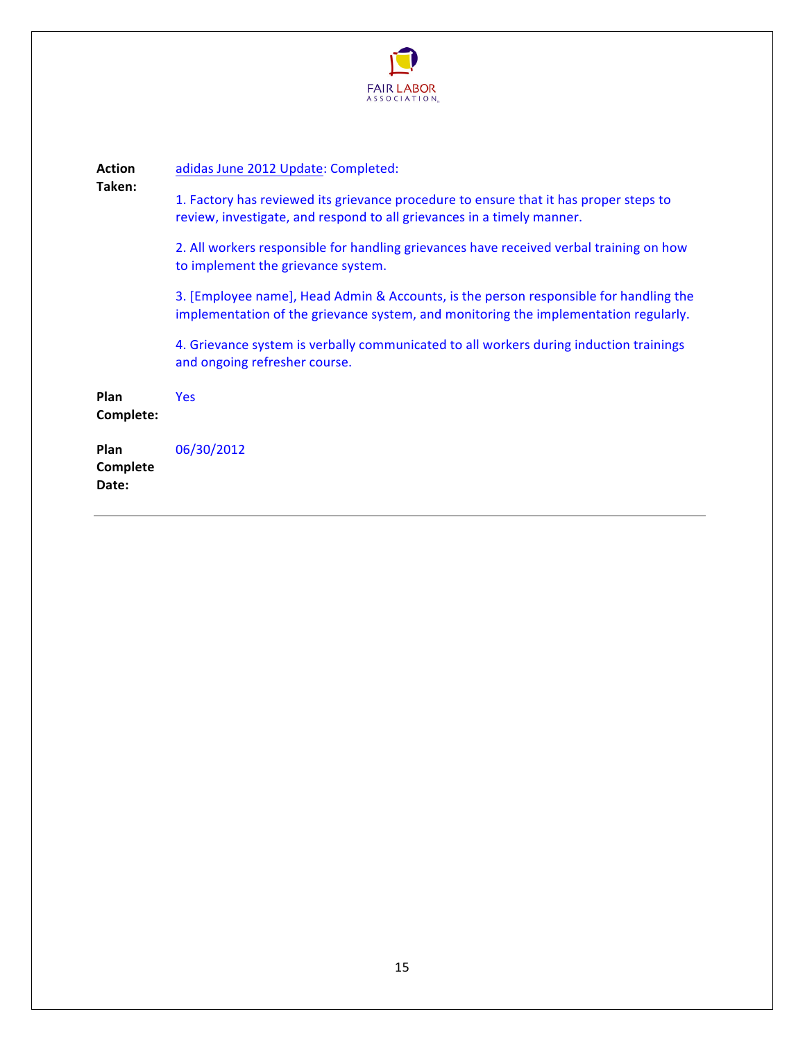**Action Taken:** adidas June 2012 Update: Completed:

1. Factory has reviewed its grievance procedure to ensure that it has proper steps to review, investigate, and respond to all grievances in a timely manner.

2. All workers responsible for handling grievances have received verbal training on how to implement the grievance system.

3. [Employee name], Head Admin & Accounts, is the person responsible for handling the implementation of the grievance system, and monitoring the implementation regularly.

4. Grievance system is verbally communicated to all workers during induction trainings and ongoing refresher course.

**Plan Complete:** Yes

**Plan Complete Date:** 06/30/2012

---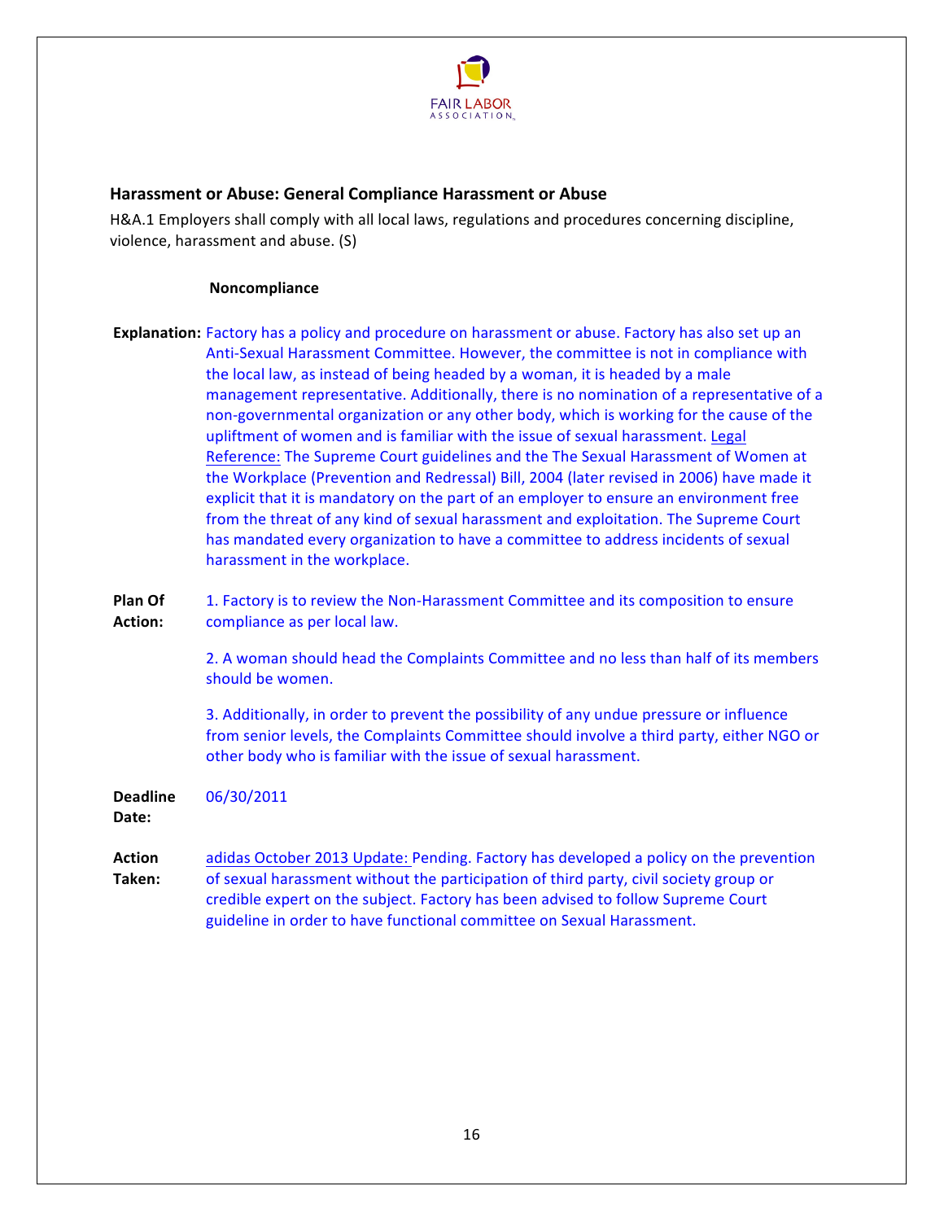## Harassment or Abuse: General Compliance Harassment or Abuse

H&A.1 Employers shall comply with all local laws, regulations and procedures concerning discipline, violence, harassment and abuse. (S)

**Noncompliance**

**Explanation:** Factory has a policy and procedure on harassment or abuse. Factory has also set up an Anti-Sexual Harassment Committee. However, the committee is not in compliance with the local law, as instead of being headed by a woman, it is headed by a male management representative. Additionally, there is no nomination of a representative of a non-governmental organization or any other body, which is working for the cause of the upliftment of women and is familiar with the issue of sexual harassment. Legal Reference: The Supreme Court guidelines and the The Sexual Harassment of Women at the Workplace (Prevention and Redressal) Bill, 2004 (later revised in 2006) have made it explicit that it is mandatory on the part of an employer to ensure an environment free from the threat of any kind of sexual harassment and exploitation. The Supreme Court has mandated every organization to have a committee to address incidents of sexual harassment in the workplace.

**Plan Of Action:**

1. Factory is to review the Non-Harassment Committee and its composition to ensure compliance as per local law.

2. A woman should head the Complaints Committee and no less than half of its members should be women.

3. Additionally, in order to prevent the possibility of any undue pressure or influence from senior levels, the Complaints Committee should involve a third party, either NGO or other body who is familiar with the issue of sexual harassment.

**Deadline Date:** 06/30/2011

**Action Taken:** adidas October 2013 Update: Pending. Factory has developed a policy on the prevention of sexual harassment without the participation of third party, civil society group or credible expert on the subject. Factory has been advised to follow Supreme Court guideline in order to have functional committee on Sexual Harassment.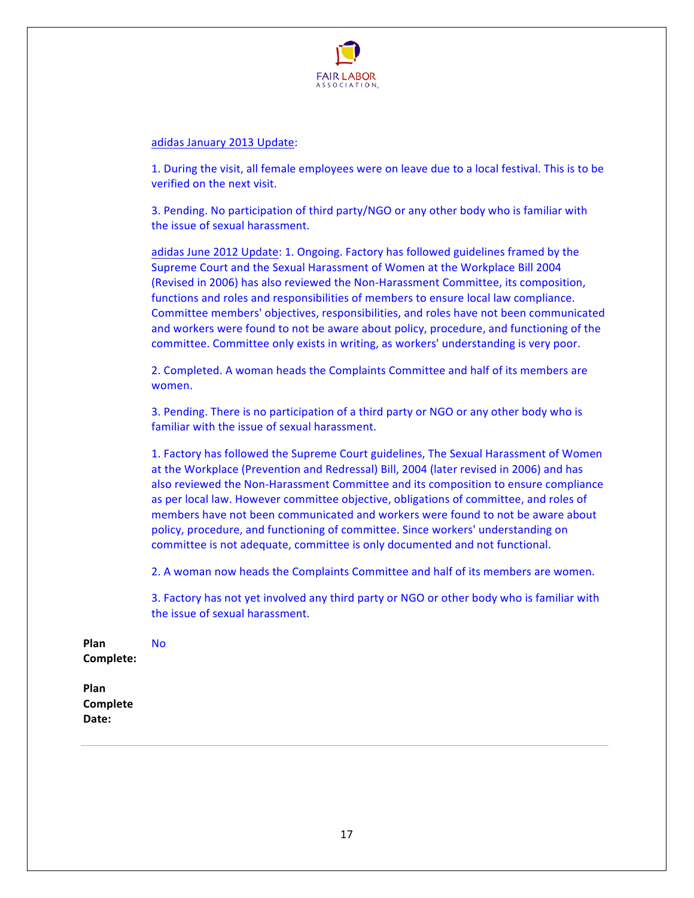adidas January 2013 Update:

1. During the visit, all female employees were on leave due to a local festival. This is to be verified on the next visit.

3. Pending. No participation of third party/NGO or any other body who is familiar with the issue of sexual harassment.

adidas June 2012 Update: 1. Ongoing. Factory has followed guidelines framed by the Supreme Court and the Sexual Harassment of Women at the Workplace Bill 2004 (Revised in 2006) has also reviewed the Non-Harassment Committee, its composition, functions and roles and responsibilities of members to ensure local law compliance. Committee members' objectives, responsibilities, and roles have not been communicated and workers were found to not be aware about policy, procedure, and functioning of the committee. Committee only exists in writing, as workers' understanding is very poor.

2. Completed. A woman heads the Complaints Committee and half of its members are women.

3. Pending. There is no participation of a third party or NGO or any other body who is familiar with the issue of sexual harassment.

1. Factory has followed the Supreme Court guidelines, The Sexual Harassment of Women at the Workplace (Prevention and Redressal) Bill, 2004 (later revised in 2006) and has also reviewed the Non-Harassment Committee and its composition to ensure compliance as per local law. However committee objective, obligations of committee, and roles of members have not been communicated and workers were found to not be aware about policy, procedure, and functioning of committee. Since workers' understanding on committee is not adequate, committee is only documented and not functional.

2. A woman now heads the Complaints Committee and half of its members are women.

3. Factory has not yet involved any third party or NGO or other body who is familiar with the issue of sexual harassment.

**Plan Complete:** No

**Plan Complete Date:**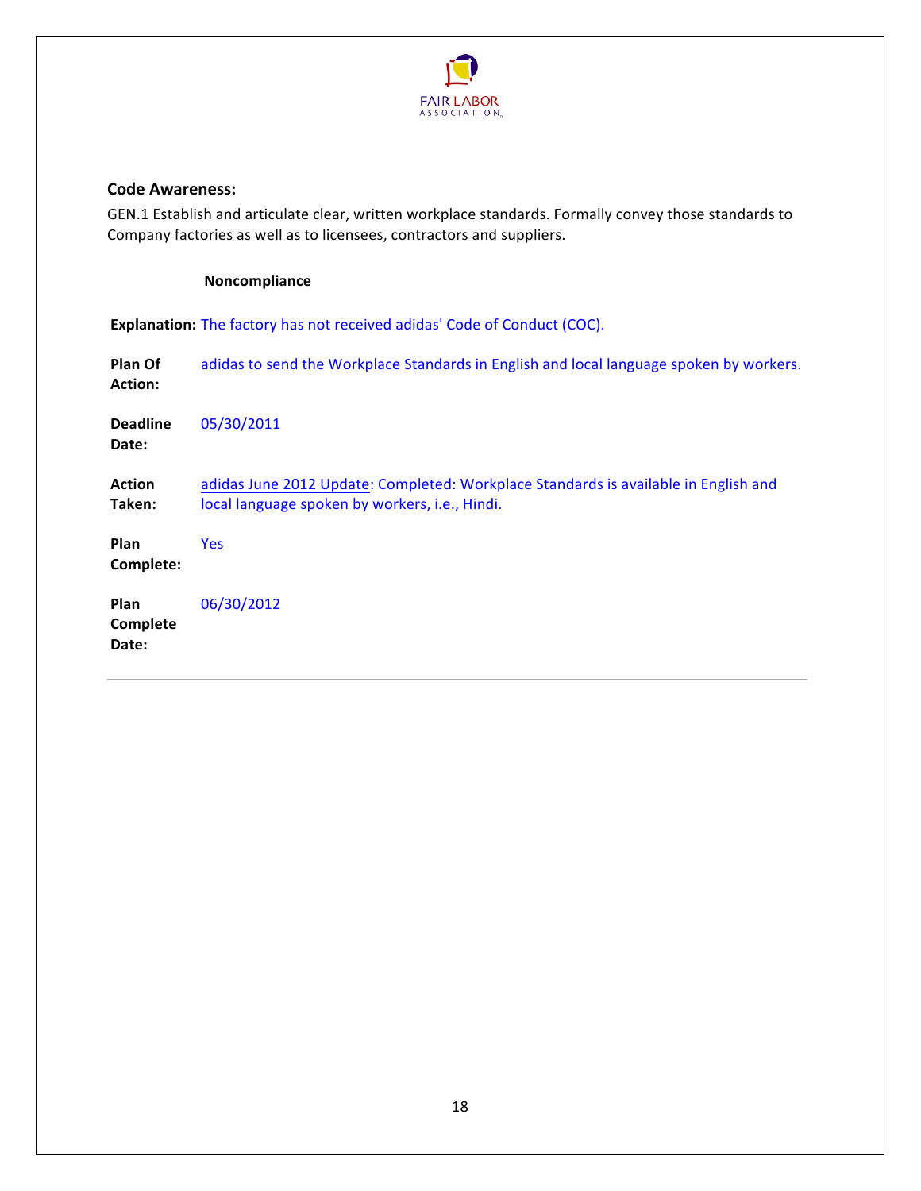### Code Awareness:

GEN.1 Establish and articulate clear, written workplace standards. Formally convey those standards to Company factories as well as to licensees, contractors and suppliers.

**Noncompliance**

**Explanation:** The factory has not received adidas' Code of Conduct (COC).

**Plan Of Action:** adidas to send the Workplace Standards in English and local language spoken by workers.

**Deadline Date:** 05/30/2011

**Action Taken:** adidas June 2012 Update: Completed: Workplace Standards is available in English and local language spoken by workers, i.e., Hindi.

**Plan Complete:** Yes

**Plan Complete Date:** 06/30/2012

---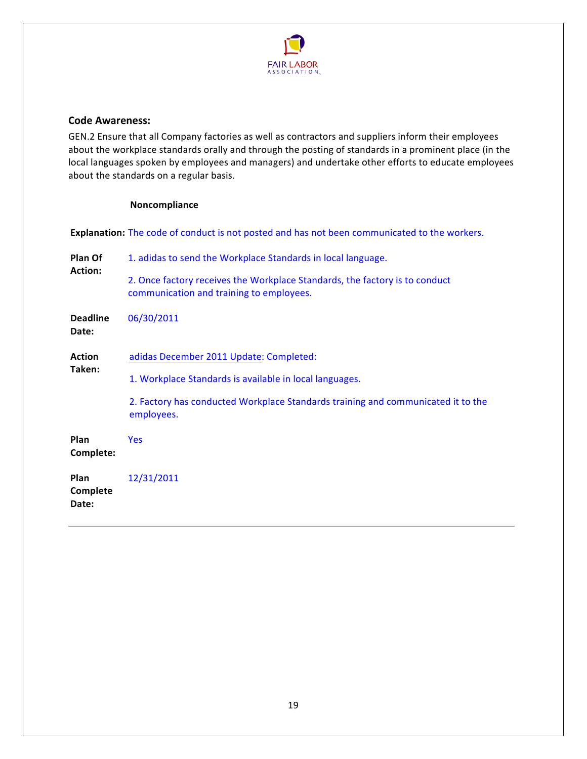### Code Awareness:

GEN.2 Ensure that all Company factories as well as contractors and suppliers inform their employees about the workplace standards orally and through the posting of standards in a prominent place (in the local languages spoken by employees and managers) and undertake other efforts to educate employees about the standards on a regular basis.

**Noncompliance**

**Explanation:** The code of conduct is not posted and has not been communicated to the workers.

**Plan Of Action:**

1. adidas to send the Workplace Standards in local language.

2. Once factory receives the Workplace Standards, the factory is to conduct communication and training to employees.

**Deadline Date:** 06/30/2011

**Action Taken:** adidas December 2011 Update: Completed:

1. Workplace Standards is available in local languages.

2. Factory has conducted Workplace Standards training and communicated it to the employees.

**Plan Complete:** Yes

**Plan Complete Date:** 12/31/2011

---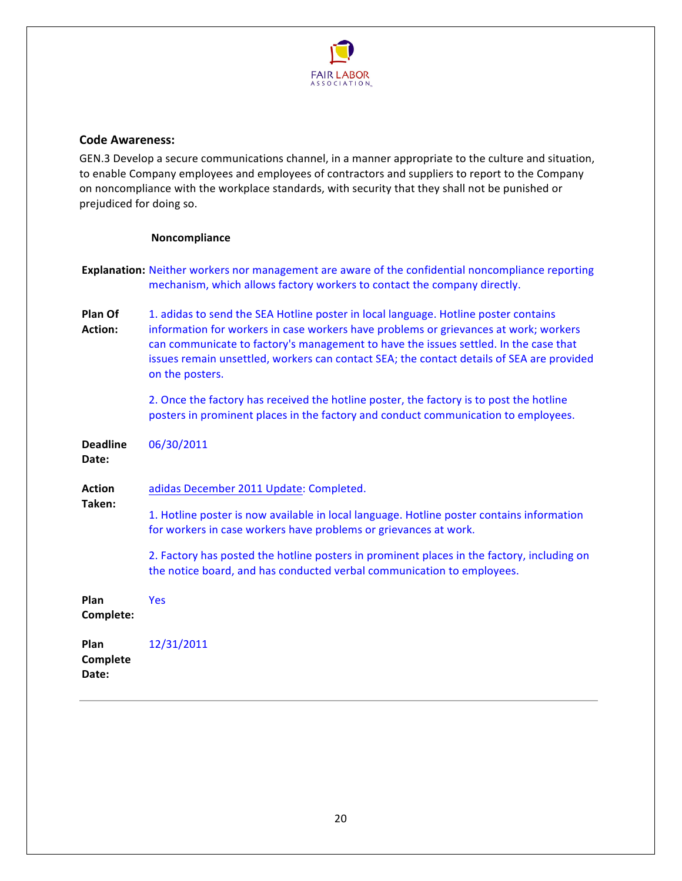## Code Awareness:

GEN.3 Develop a secure communications channel, in a manner appropriate to the culture and situation, to enable Company employees and employees of contractors and suppliers to report to the Company on noncompliance with the workplace standards, with security that they shall not be punished or prejudiced for doing so.

**Noncompliance**

**Explanation:** Neither workers nor management are aware of the confidential noncompliance reporting mechanism, which allows factory workers to contact the company directly.

**Plan Of Action:** 1. adidas to send the SEA Hotline poster in local language. Hotline poster contains information for workers in case workers have problems or grievances at work; workers can communicate to factory's management to have the issues settled. In the case that issues remain unsettled, workers can contact SEA; the contact details of SEA are provided on the posters.

2. Once the factory has received the hotline poster, the factory is to post the hotline posters in prominent places in the factory and conduct communication to employees.

**Deadline Date:** 06/30/2011

**Action Taken:** adidas December 2011 Update: Completed.

1. Hotline poster is now available in local language. Hotline poster contains information for workers in case workers have problems or grievances at work.

2. Factory has posted the hotline posters in prominent places in the factory, including on the notice board, and has conducted verbal communication to employees.

**Plan Complete:** Yes

**Plan Complete Date:** 12/31/2011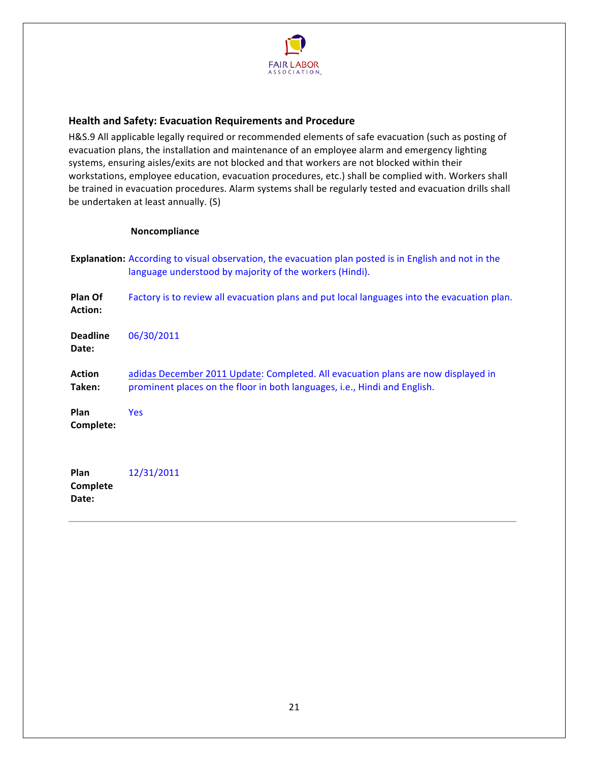## Health and Safety: Evacuation Requirements and Procedure

H&S.9 All applicable legally required or recommended elements of safe evacuation (such as posting of evacuation plans, the installation and maintenance of an employee alarm and emergency lighting systems, ensuring aisles/exits are not blocked and that workers are not blocked within their workstations, employee education, evacuation procedures, etc.) shall be complied with. Workers shall be trained in evacuation procedures. Alarm systems shall be regularly tested and evacuation drills shall be undertaken at least annually. (S)

**Noncompliance**

**Explanation:** According to visual observation, the evacuation plan posted is in English and not in the language understood by majority of the workers (Hindi).

**Plan Of Action:** Factory is to review all evacuation plans and put local languages into the evacuation plan.

**Deadline Date:** 06/30/2011

**Action Taken:** adidas December 2011 Update: Completed. All evacuation plans are now displayed in prominent places on the floor in both languages, i.e., Hindi and English.

**Plan Complete:** Yes

**Plan Complete Date:** 12/31/2011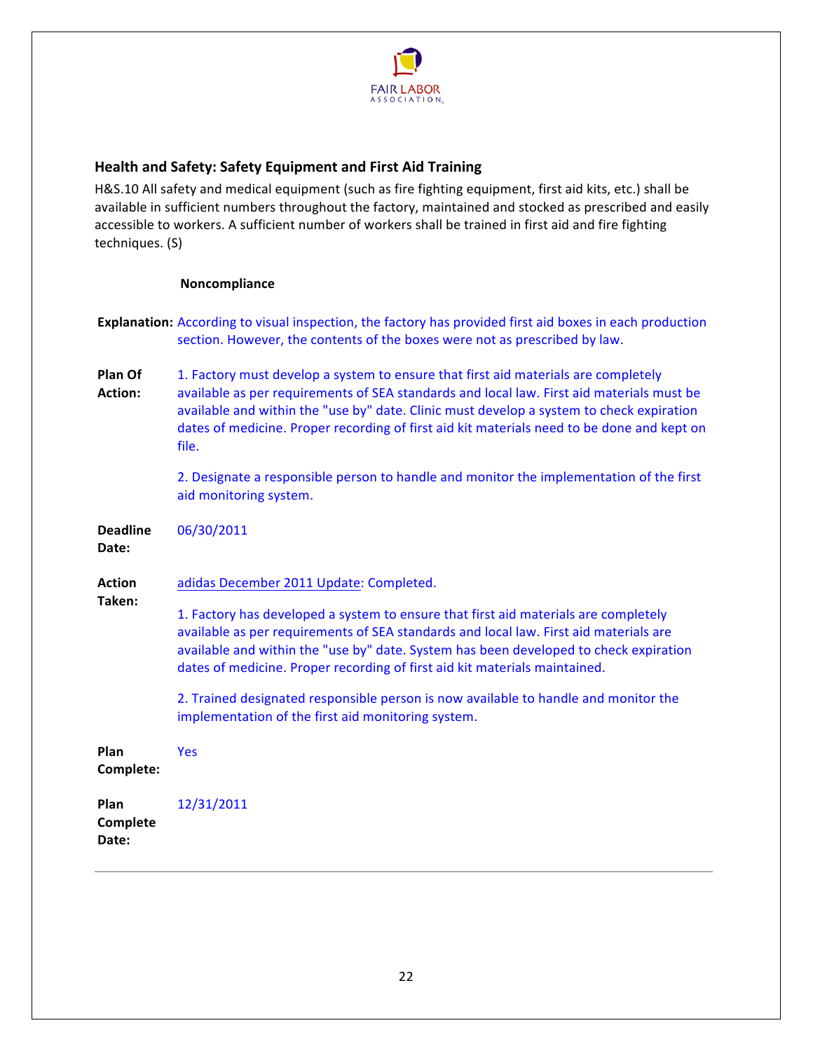## Health and Safety: Safety Equipment and First Aid Training

H&S.10 All safety and medical equipment (such as fire fighting equipment, first aid kits, etc.) shall be available in sufficient numbers throughout the factory, maintained and stocked as prescribed and easily accessible to workers. A sufficient number of workers shall be trained in first aid and fire fighting techniques. (S)

**Noncompliance**

**Explanation:** According to visual inspection, the factory has provided first aid boxes in each production section. However, the contents of the boxes were not as prescribed by law.

**Plan Of Action:** 1. Factory must develop a system to ensure that first aid materials are completely available as per requirements of SEA standards and local law. First aid materials must be available and within the "use by" date. Clinic must develop a system to check expiration dates of medicine. Proper recording of first aid kit materials need to be done and kept on file.

2. Designate a responsible person to handle and monitor the implementation of the first aid monitoring system.

**Deadline Date:** 06/30/2011

**Action Taken:** adidas December 2011 Update: Completed.

1. Factory has developed a system to ensure that first aid materials are completely available as per requirements of SEA standards and local law. First aid materials are available and within the "use by" date. System has been developed to check expiration dates of medicine. Proper recording of first aid kit materials maintained.

2. Trained designated responsible person is now available to handle and monitor the implementation of the first aid monitoring system.

**Plan Complete:** Yes

**Plan Complete Date:** 12/31/2011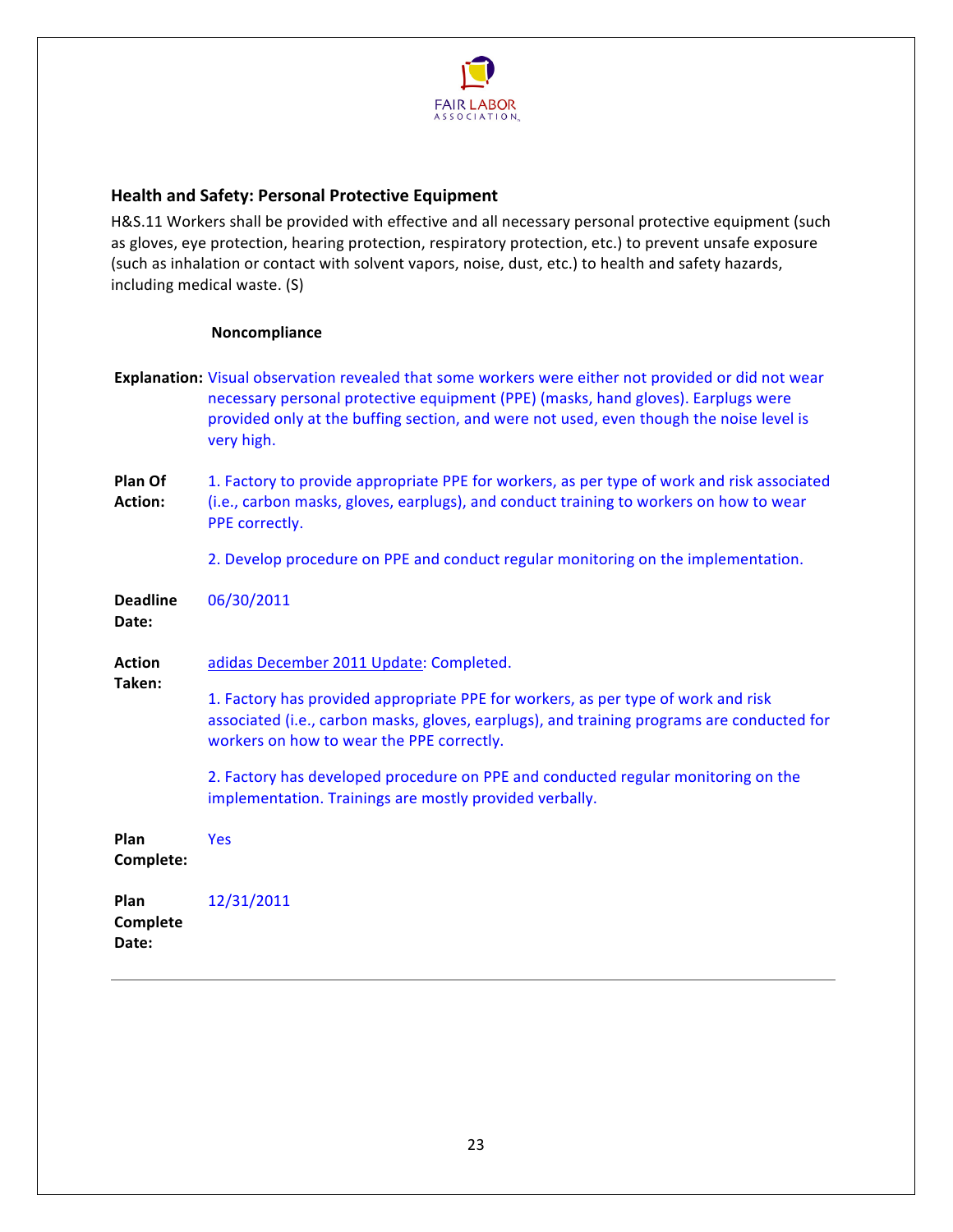## Health and Safety: Personal Protective Equipment

H&S.11 Workers shall be provided with effective and all necessary personal protective equipment (such as gloves, eye protection, hearing protection, respiratory protection, etc.) to prevent unsafe exposure (such as inhalation or contact with solvent vapors, noise, dust, etc.) to health and safety hazards, including medical waste. (S)

**Noncompliance**

**Explanation:** Visual observation revealed that some workers were either not provided or did not wear necessary personal protective equipment (PPE) (masks, hand gloves). Earplugs were provided only at the buffing section, and were not used, even though the noise level is very high.

**Plan Of Action:** 1. Factory to provide appropriate PPE for workers, as per type of work and risk associated (i.e., carbon masks, gloves, earplugs), and conduct training to workers on how to wear PPE correctly.

2. Develop procedure on PPE and conduct regular monitoring on the implementation.

**Deadline Date:** 06/30/2011

**Action Taken:** adidas December 2011 Update: Completed.

1. Factory has provided appropriate PPE for workers, as per type of work and risk associated (i.e., carbon masks, gloves, earplugs), and training programs are conducted for workers on how to wear the PPE correctly.

2. Factory has developed procedure on PPE and conducted regular monitoring on the implementation. Trainings are mostly provided verbally.

**Plan Complete:** Yes

**Plan Complete Date:** 12/31/2011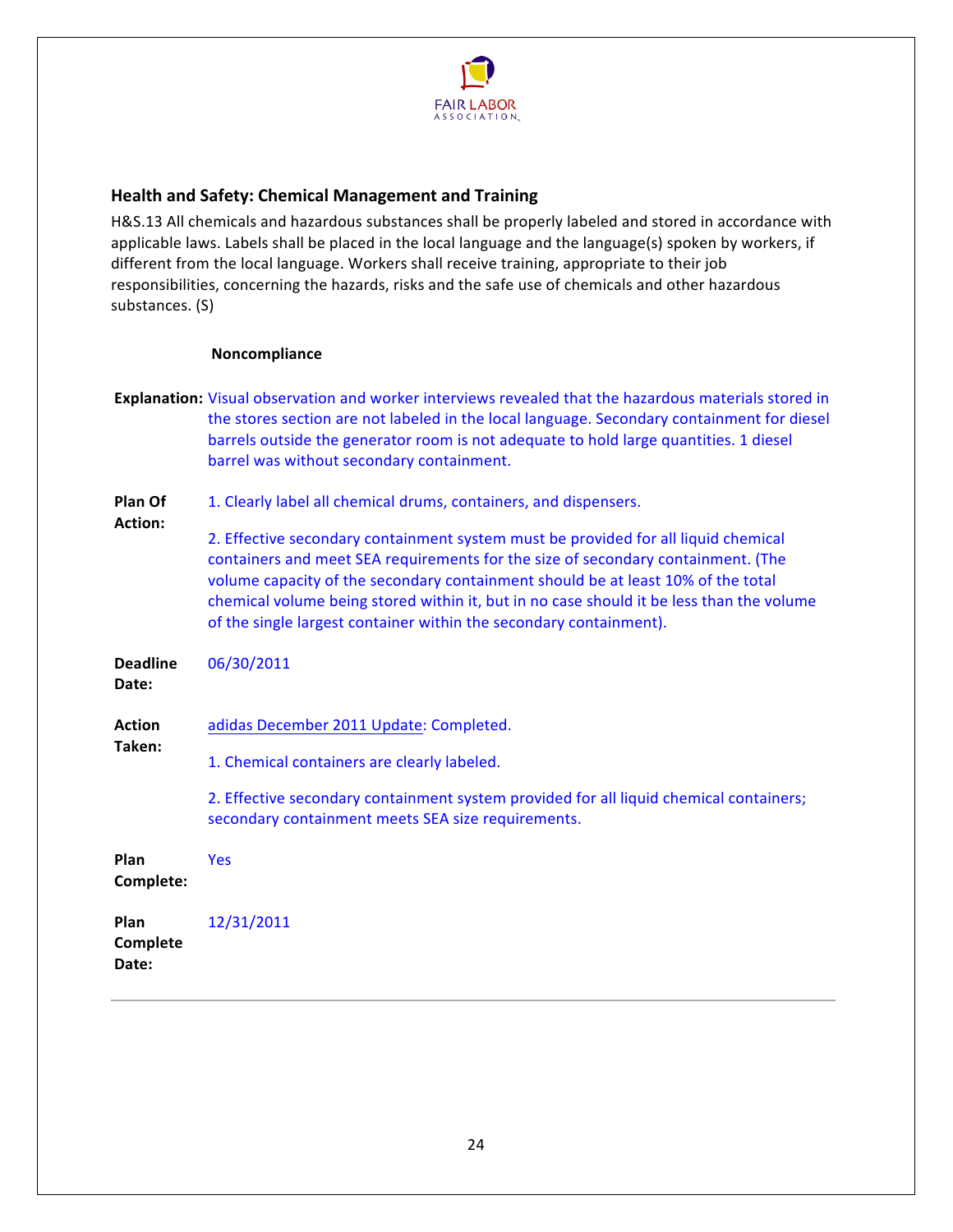## Health and Safety: Chemical Management and Training

H&S.13 All chemicals and hazardous substances shall be properly labeled and stored in accordance with applicable laws. Labels shall be placed in the local language and the language(s) spoken by workers, if different from the local language. Workers shall receive training, appropriate to their job responsibilities, concerning the hazards, risks and the safe use of chemicals and other hazardous substances. (S)

**Noncompliance**

**Explanation:** Visual observation and worker interviews revealed that the hazardous materials stored in the stores section are not labeled in the local language. Secondary containment for diesel barrels outside the generator room is not adequate to hold large quantities. 1 diesel barrel was without secondary containment.

**Plan Of Action:**

1. Clearly label all chemical drums, containers, and dispensers.

2. Effective secondary containment system must be provided for all liquid chemical containers and meet SEA requirements for the size of secondary containment. (The volume capacity of the secondary containment should be at least 10% of the total chemical volume being stored within it, but in no case should it be less than the volume of the single largest container within the secondary containment).

**Deadline Date:** 06/30/2011

**Action Taken:** adidas December 2011 Update: Completed.

1. Chemical containers are clearly labeled.

2. Effective secondary containment system provided for all liquid chemical containers; secondary containment meets SEA size requirements.

**Plan Complete:** Yes

**Plan Complete Date:** 12/31/2011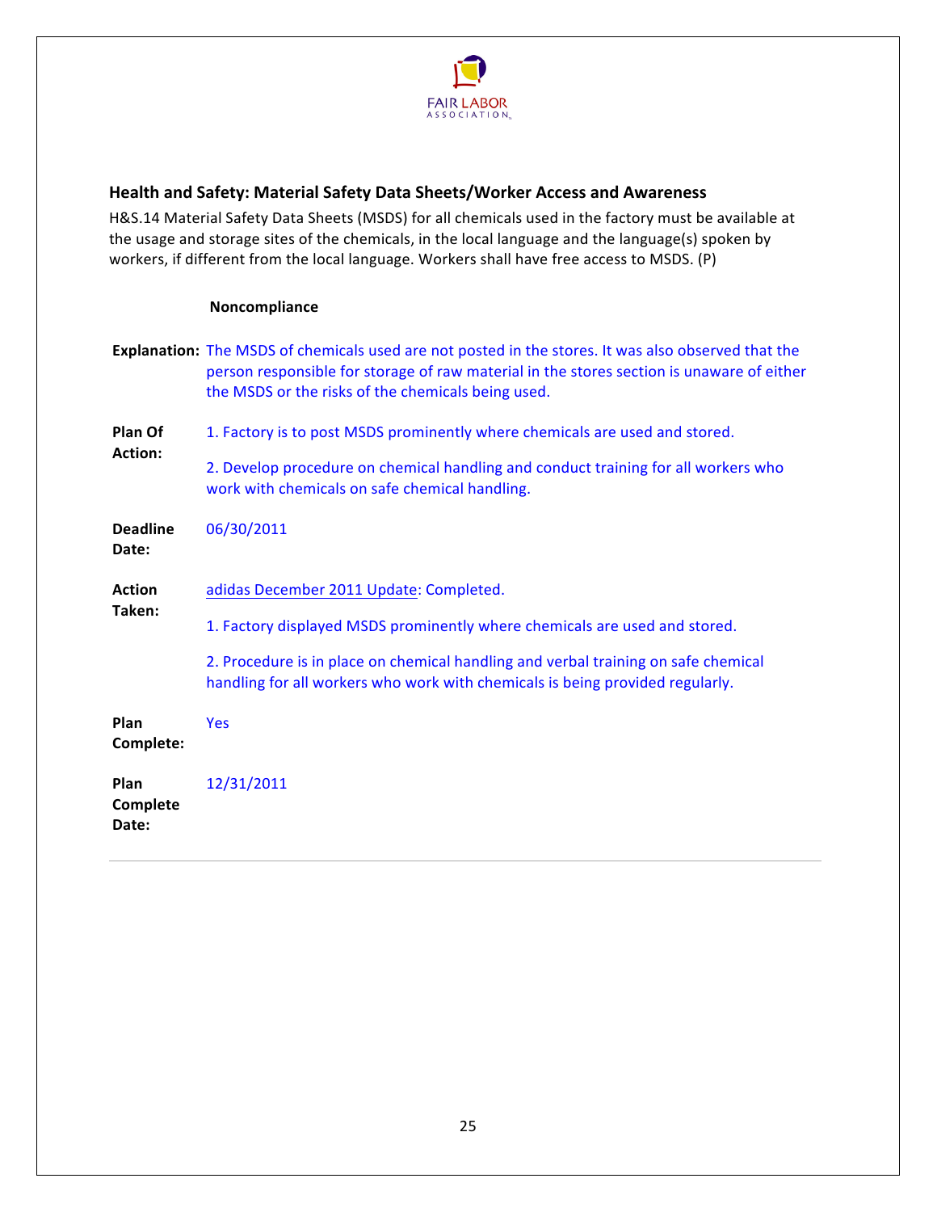## Health and Safety: Material Safety Data Sheets/Worker Access and Awareness

H&S.14 Material Safety Data Sheets (MSDS) for all chemicals used in the factory must be available at the usage and storage sites of the chemicals, in the local language and the language(s) spoken by workers, if different from the local language. Workers shall have free access to MSDS. (P)

**Noncompliance**

**Explanation:** The MSDS of chemicals used are not posted in the stores. It was also observed that the person responsible for storage of raw material in the stores section is unaware of either the MSDS or the risks of the chemicals being used.

**Plan Of Action:**

1. Factory is to post MSDS prominently where chemicals are used and stored.
2. Develop procedure on chemical handling and conduct training for all workers who work with chemicals on safe chemical handling.

**Deadline Date:** 06/30/2011

**Action Taken:** adidas December 2011 Update: Completed.

1. Factory displayed MSDS prominently where chemicals are used and stored.
2. Procedure is in place on chemical handling and verbal training on safe chemical handling for all workers who work with chemicals is being provided regularly.

**Plan Complete:** Yes

**Plan Complete Date:** 12/31/2011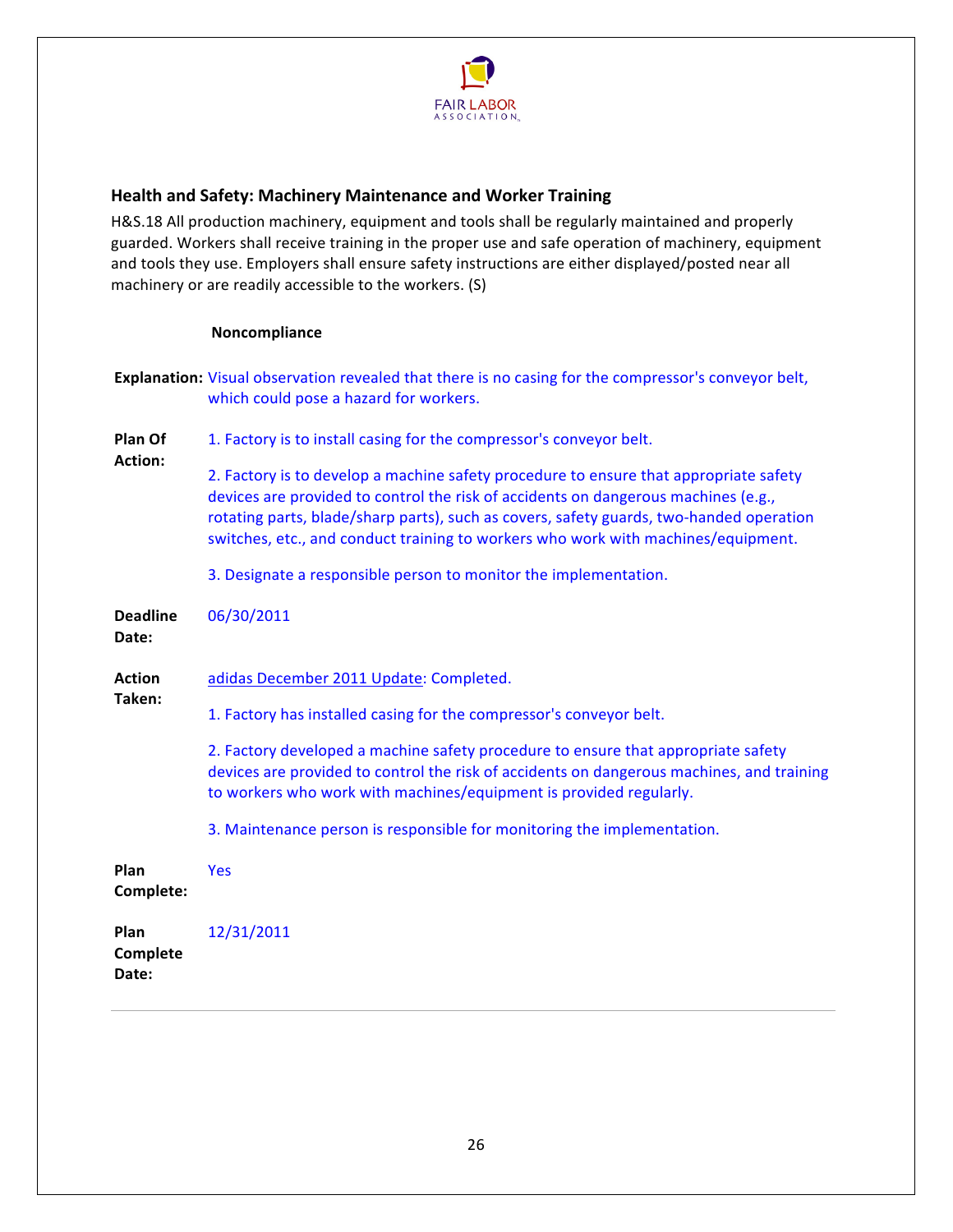### Health and Safety: Machinery Maintenance and Worker Training

H&S.18 All production machinery, equipment and tools shall be regularly maintained and properly guarded. Workers shall receive training in the proper use and safe operation of machinery, equipment and tools they use. Employers shall ensure safety instructions are either displayed/posted near all machinery or are readily accessible to the workers. (S)

**Noncompliance**

**Explanation:** Visual observation revealed that there is no casing for the compressor's conveyor belt, which could pose a hazard for workers.

**Plan Of Action:**

1. Factory is to install casing for the compressor's conveyor belt.

2. Factory is to develop a machine safety procedure to ensure that appropriate safety devices are provided to control the risk of accidents on dangerous machines (e.g., rotating parts, blade/sharp parts), such as covers, safety guards, two-handed operation switches, etc., and conduct training to workers who work with machines/equipment.

3. Designate a responsible person to monitor the implementation.

**Deadline Date:** 06/30/2011

**Action Taken:** adidas December 2011 Update: Completed.

1. Factory has installed casing for the compressor's conveyor belt.

2. Factory developed a machine safety procedure to ensure that appropriate safety devices are provided to control the risk of accidents on dangerous machines, and training to workers who work with machines/equipment is provided regularly.

3. Maintenance person is responsible for monitoring the implementation.

**Plan Complete:** Yes

**Plan Complete Date:** 12/31/2011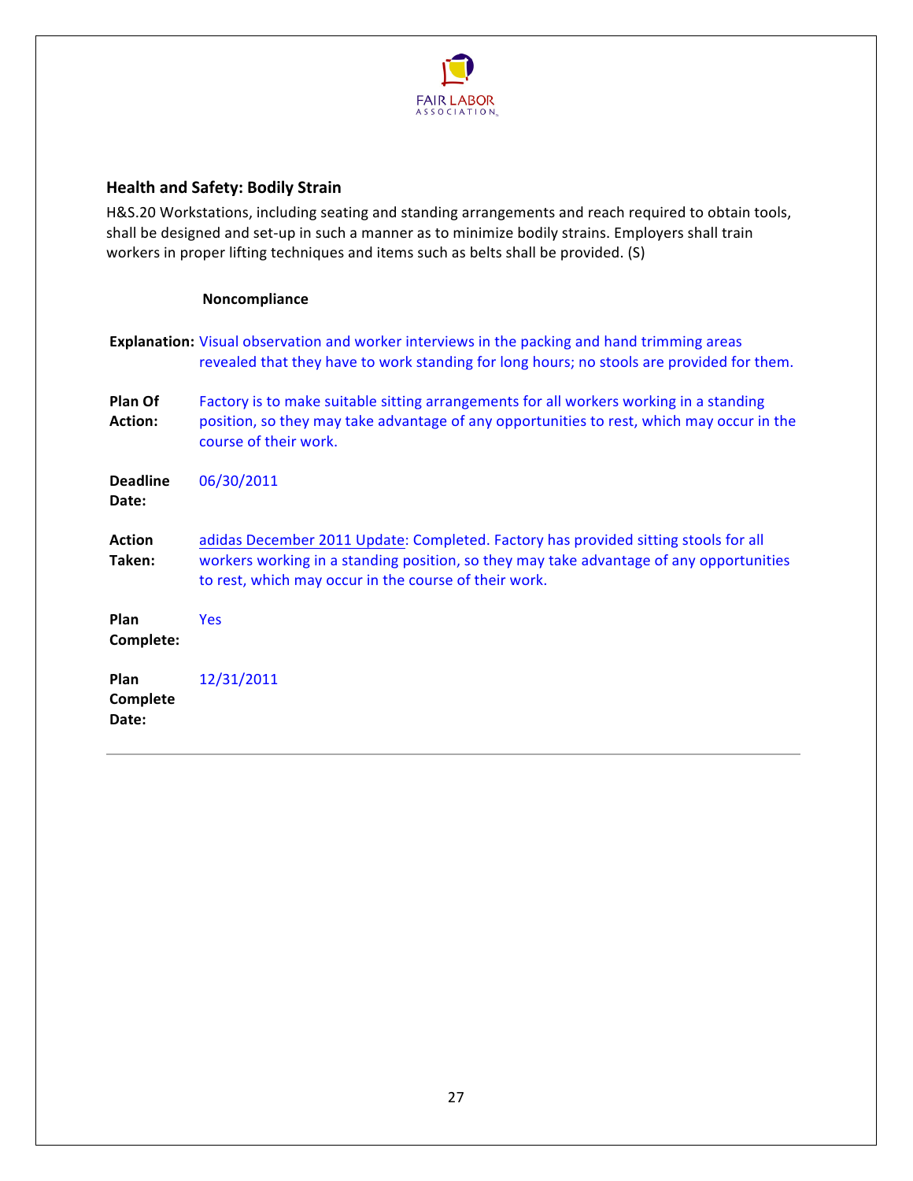## Health and Safety: Bodily Strain

H&S.20 Workstations, including seating and standing arrangements and reach required to obtain tools, shall be designed and set-up in such a manner as to minimize bodily strains. Employers shall train workers in proper lifting techniques and items such as belts shall be provided. (S)

**Noncompliance**

**Explanation:** Visual observation and worker interviews in the packing and hand trimming areas revealed that they have to work standing for long hours; no stools are provided for them.

**Plan Of Action:** Factory is to make suitable sitting arrangements for all workers working in a standing position, so they may take advantage of any opportunities to rest, which may occur in the course of their work.

**Deadline Date:** 06/30/2011

**Action Taken:** adidas December 2011 Update: Completed. Factory has provided sitting stools for all workers working in a standing position, so they may take advantage of any opportunities to rest, which may occur in the course of their work.

**Plan Complete:** Yes

**Plan Complete Date:** 12/31/2011

---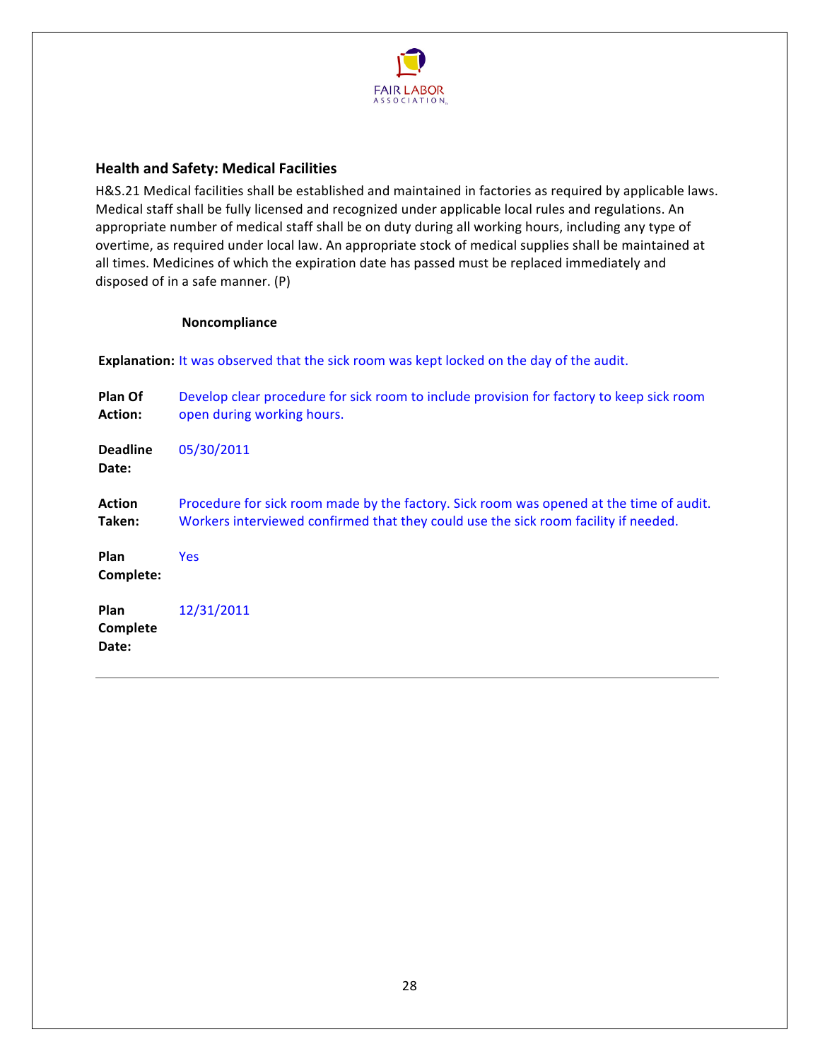## Health and Safety: Medical Facilities

H&S.21 Medical facilities shall be established and maintained in factories as required by applicable laws. Medical staff shall be fully licensed and recognized under applicable local rules and regulations. An appropriate number of medical staff shall be on duty during all working hours, including any type of overtime, as required under local law. An appropriate stock of medical supplies shall be maintained at all times. Medicines of which the expiration date has passed must be replaced immediately and disposed of in a safe manner. (P)

**Noncompliance**

**Explanation:** It was observed that the sick room was kept locked on the day of the audit.

**Plan Of Action:** Develop clear procedure for sick room to include provision for factory to keep sick room open during working hours.

**Deadline Date:** 05/30/2011

**Action Taken:** Procedure for sick room made by the factory. Sick room was opened at the time of audit. Workers interviewed confirmed that they could use the sick room facility if needed.

**Plan Complete:** Yes

**Plan Complete Date:** 12/31/2011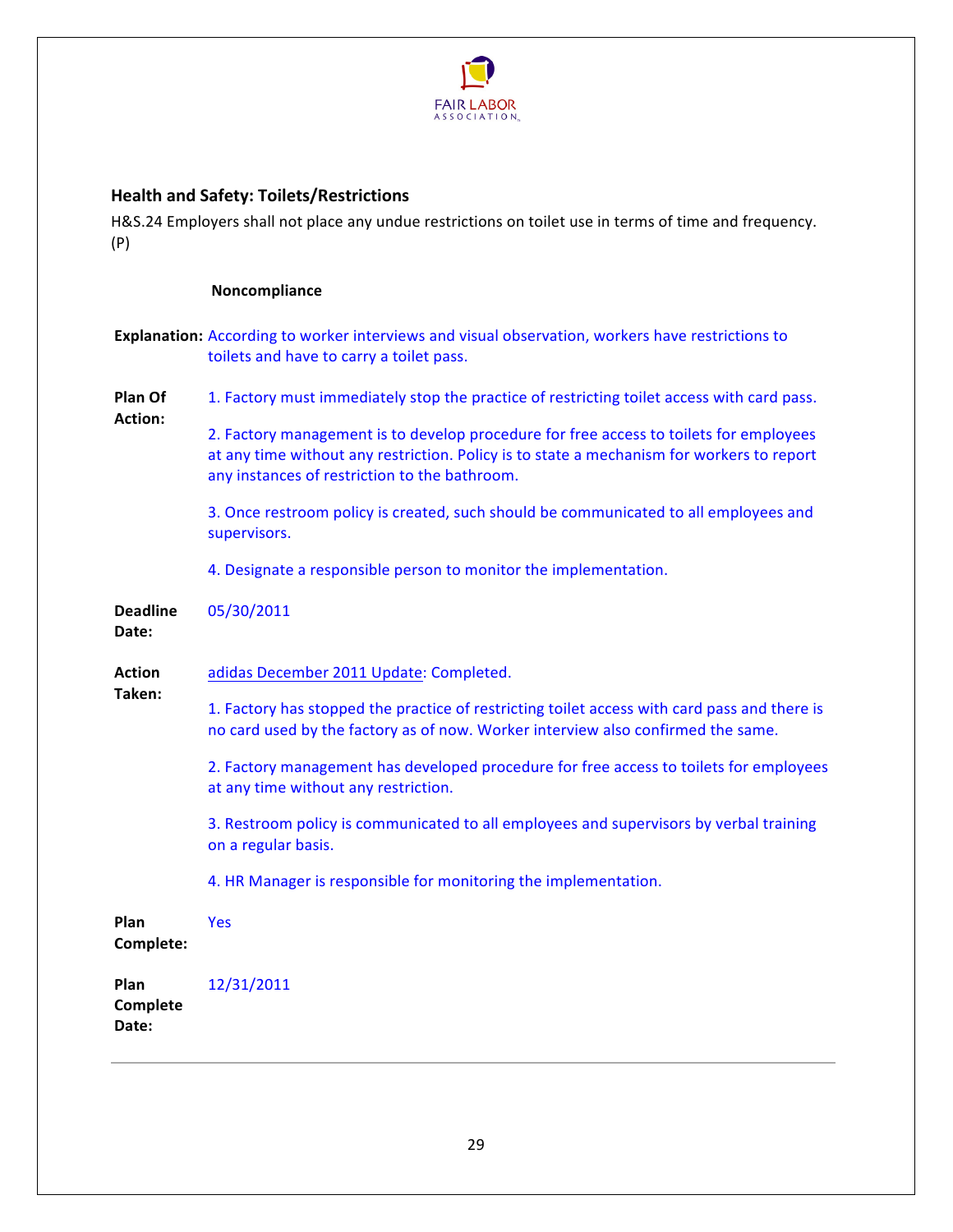### Health and Safety: Toilets/Restrictions

H&S.24 Employers shall not place any undue restrictions on toilet use in terms of time and frequency. (P)

**Noncompliance**

**Explanation:** According to worker interviews and visual observation, workers have restrictions to toilets and have to carry a toilet pass.

**Plan Of Action:**

1. Factory must immediately stop the practice of restricting toilet access with card pass.

2. Factory management is to develop procedure for free access to toilets for employees at any time without any restriction. Policy is to state a mechanism for workers to report any instances of restriction to the bathroom.

3. Once restroom policy is created, such should be communicated to all employees and supervisors.

4. Designate a responsible person to monitor the implementation.

**Deadline Date:** 05/30/2011

**Action Taken:** adidas December 2011 Update: Completed.

1. Factory has stopped the practice of restricting toilet access with card pass and there is no card used by the factory as of now. Worker interview also confirmed the same.

2. Factory management has developed procedure for free access to toilets for employees at any time without any restriction.

3. Restroom policy is communicated to all employees and supervisors by verbal training on a regular basis.

4. HR Manager is responsible for monitoring the implementation.

**Plan Complete:** Yes

**Plan Complete Date:** 12/31/2011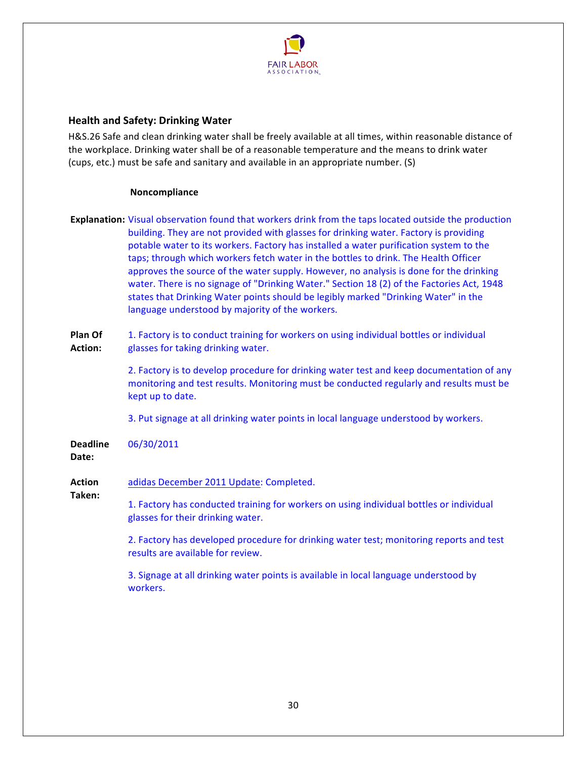## Health and Safety: Drinking Water

H&S.26 Safe and clean drinking water shall be freely available at all times, within reasonable distance of the workplace. Drinking water shall be of a reasonable temperature and the means to drink water (cups, etc.) must be safe and sanitary and available in an appropriate number. (S)

**Noncompliance**

**Explanation:** Visual observation found that workers drink from the taps located outside the production building. They are not provided with glasses for drinking water. Factory is providing potable water to its workers. Factory has installed a water purification system to the taps; through which workers fetch water in the bottles to drink. The Health Officer approves the source of the water supply. However, no analysis is done for the drinking water. There is no signage of "Drinking Water." Section 18 (2) of the Factories Act, 1948 states that Drinking Water points should be legibly marked "Drinking Water" in the language understood by majority of the workers.

**Plan Of Action:**

1. Factory is to conduct training for workers on using individual bottles or individual glasses for taking drinking water.

2. Factory is to develop procedure for drinking water test and keep documentation of any monitoring and test results. Monitoring must be conducted regularly and results must be kept up to date.

3. Put signage at all drinking water points in local language understood by workers.

**Deadline Date:** 06/30/2011

**Action Taken:** adidas December 2011 Update: Completed.

1. Factory has conducted training for workers on using individual bottles or individual glasses for their drinking water.

2. Factory has developed procedure for drinking water test; monitoring reports and test results are available for review.

3. Signage at all drinking water points is available in local language understood by workers.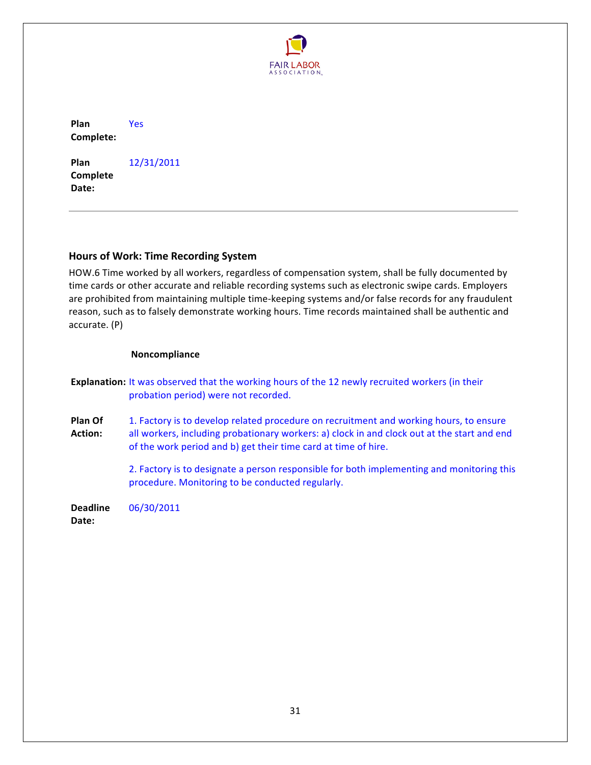**Plan Complete:** Yes

**Plan Complete Date:** 12/31/2011

---

### Hours of Work: Time Recording System

HOW.6 Time worked by all workers, regardless of compensation system, shall be fully documented by time cards or other accurate and reliable recording systems such as electronic swipe cards. Employers are prohibited from maintaining multiple time-keeping systems and/or false records for any fraudulent reason, such as to falsely demonstrate working hours. Time records maintained shall be authentic and accurate. (P)

**Noncompliance**

**Explanation:** It was observed that the working hours of the 12 newly recruited workers (in their probation period) were not recorded.

**Plan Of Action:** 1. Factory is to develop related procedure on recruitment and working hours, to ensure all workers, including probationary workers: a) clock in and clock out at the start and end of the work period and b) get their time card at time of hire.

2. Factory is to designate a person responsible for both implementing and monitoring this procedure. Monitoring to be conducted regularly.

**Deadline Date:** 06/30/2011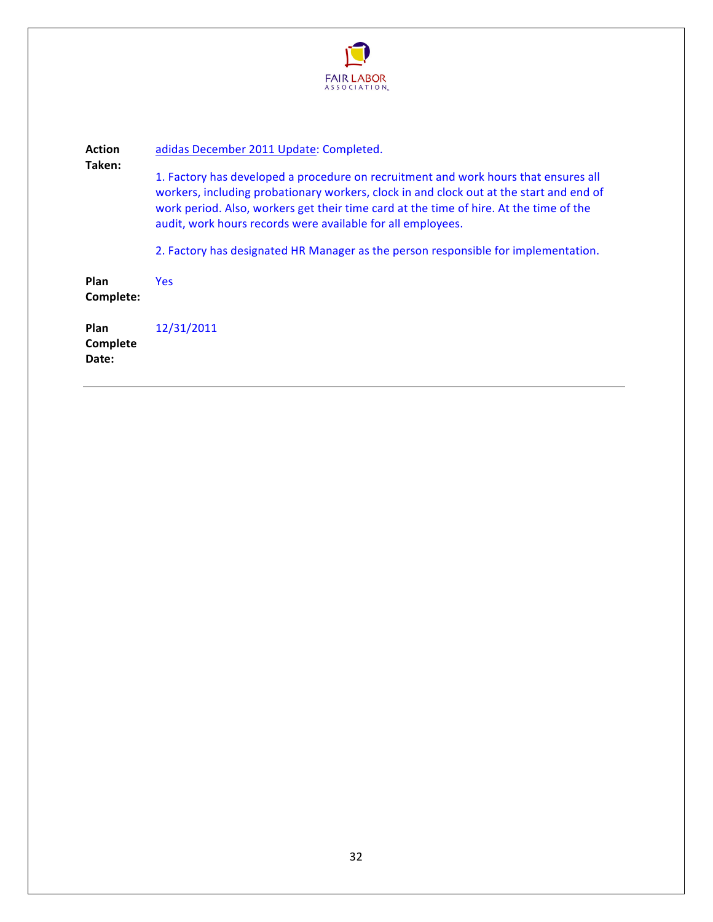**Action Taken:** adidas December 2011 Update: Completed.

1. Factory has developed a procedure on recruitment and work hours that ensures all workers, including probationary workers, clock in and clock out at the start and end of work period. Also, workers get their time card at the time of hire. At the time of the audit, work hours records were available for all employees.

2. Factory has designated HR Manager as the person responsible for implementation.

**Plan Complete:** Yes

**Plan Complete Date:** 12/31/2011

---